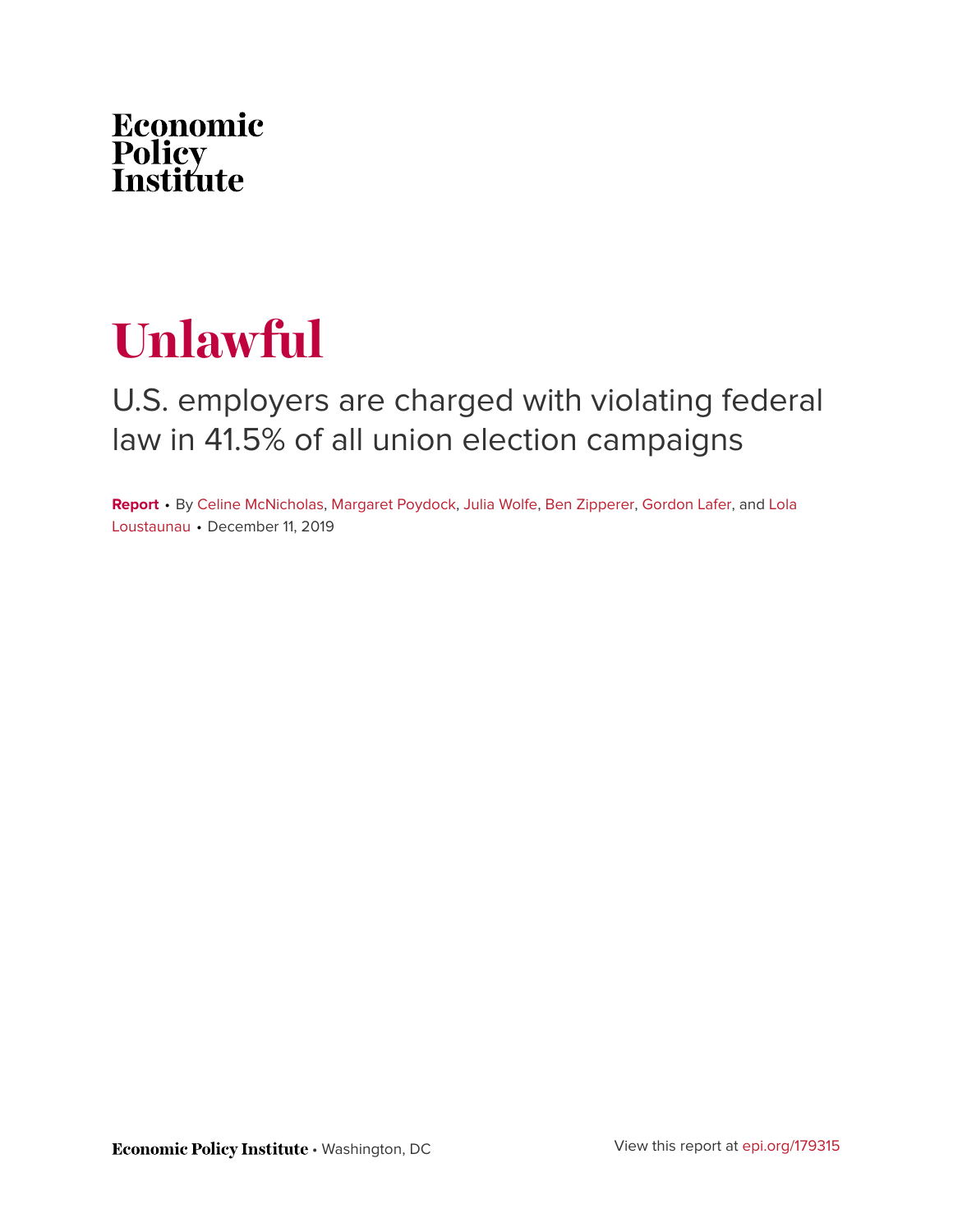Economic
Policy
Institute

# Unlawful

## U.S. employers are charged with violating federal law in 41.5% of all union election campaigns

**Report** • By Celine McNicholas, Margaret Poydock, Julia Wolfe, Ben Zipperer, Gordon Lafer, and Lola Loustaunau • December 11, 2019

**Economic Policy Institute** • Washington, DC

View this report at epi.org/179315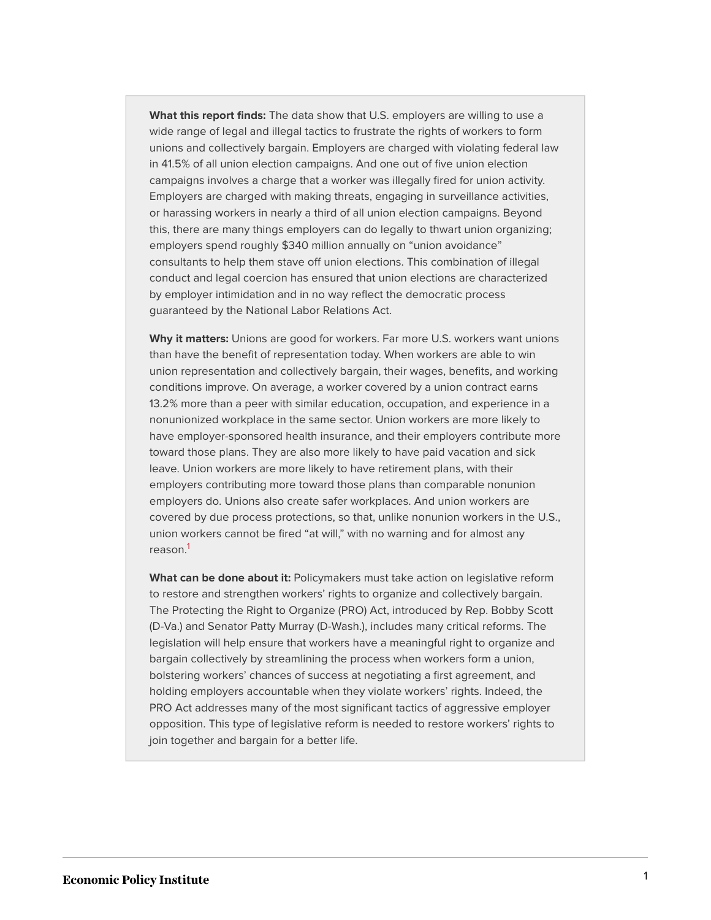**What this report finds:** The data show that U.S. employers are willing to use a wide range of legal and illegal tactics to frustrate the rights of workers to form unions and collectively bargain. Employers are charged with violating federal law in 41.5% of all union election campaigns. And one out of five union election campaigns involves a charge that a worker was illegally fired for union activity. Employers are charged with making threats, engaging in surveillance activities, or harassing workers in nearly a third of all union election campaigns. Beyond this, there are many things employers can do legally to thwart union organizing; employers spend roughly $340 million annually on "union avoidance" consultants to help them stave off union elections. This combination of illegal conduct and legal coercion has ensured that union elections are characterized by employer intimidation and in no way reflect the democratic process guaranteed by the National Labor Relations Act.

**Why it matters:** Unions are good for workers. Far more U.S. workers want unions than have the benefit of representation today. When workers are able to win union representation and collectively bargain, their wages, benefits, and working conditions improve. On average, a worker covered by a union contract earns 13.2% more than a peer with similar education, occupation, and experience in a nonunionized workplace in the same sector. Union workers are more likely to have employer-sponsored health insurance, and their employers contribute more toward those plans. They are also more likely to have paid vacation and sick leave. Union workers are more likely to have retirement plans, with their employers contributing more toward those plans than comparable nonunion employers do. Unions also create safer workplaces. And union workers are covered by due process protections, so that, unlike nonunion workers in the U.S., union workers cannot be fired "at will," with no warning and for almost any reason.[1]

**What can be done about it:** Policymakers must take action on legislative reform to restore and strengthen workers' rights to organize and collectively bargain. The Protecting the Right to Organize (PRO) Act, introduced by Rep. Bobby Scott (D-Va.) and Senator Patty Murray (D-Wash.), includes many critical reforms. The legislation will help ensure that workers have a meaningful right to organize and bargain collectively by streamlining the process when workers form a union, bolstering workers' chances of success at negotiating a first agreement, and holding employers accountable when they violate workers' rights. Indeed, the PRO Act addresses many of the most significant tactics of aggressive employer opposition. This type of legislative reform is needed to restore workers' rights to join together and bargain for a better life.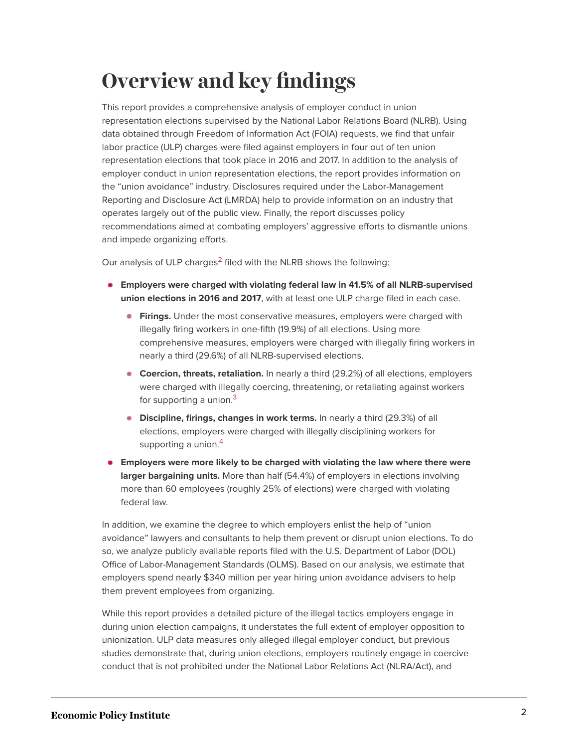# Overview and key findings

This report provides a comprehensive analysis of employer conduct in union representation elections supervised by the National Labor Relations Board (NLRB). Using data obtained through Freedom of Information Act (FOIA) requests, we find that unfair labor practice (ULP) charges were filed against employers in four out of ten union representation elections that took place in 2016 and 2017. In addition to the analysis of employer conduct in union representation elections, the report provides information on the "union avoidance" industry. Disclosures required under the Labor-Management Reporting and Disclosure Act (LMRDA) help to provide information on an industry that operates largely out of the public view. Finally, the report discusses policy recommendations aimed at combating employers' aggressive efforts to dismantle unions and impede organizing efforts.

Our analysis of ULP charges[2] filed with the NLRB shows the following:

- **Employers were charged with violating federal law in 41.5% of all NLRB-supervised union elections in 2016 and 2017**, with at least one ULP charge filed in each case.
  - **Firings.** Under the most conservative measures, employers were charged with illegally firing workers in one-fifth (19.9%) of all elections. Using more comprehensive measures, employers were charged with illegally firing workers in nearly a third (29.6%) of all NLRB-supervised elections.
  - **Coercion, threats, retaliation.** In nearly a third (29.2%) of all elections, employers were charged with illegally coercing, threatening, or retaliating against workers for supporting a union.[3]
  - **Discipline, firings, changes in work terms.** In nearly a third (29.3%) of all elections, employers were charged with illegally disciplining workers for supporting a union.[4]
- **Employers were more likely to be charged with violating the law where there were larger bargaining units.** More than half (54.4%) of employers in elections involving more than 60 employees (roughly 25% of elections) were charged with violating federal law.

In addition, we examine the degree to which employers enlist the help of "union avoidance" lawyers and consultants to help them prevent or disrupt union elections. To do so, we analyze publicly available reports filed with the U.S. Department of Labor (DOL) Office of Labor-Management Standards (OLMS). Based on our analysis, we estimate that employers spend nearly $340 million per year hiring union avoidance advisers to help them prevent employees from organizing.

While this report provides a detailed picture of the illegal tactics employers engage in during union election campaigns, it understates the full extent of employer opposition to unionization. ULP data measures only alleged illegal employer conduct, but previous studies demonstrate that, during union elections, employers routinely engage in coercive conduct that is not prohibited under the National Labor Relations Act (NLRA/Act), and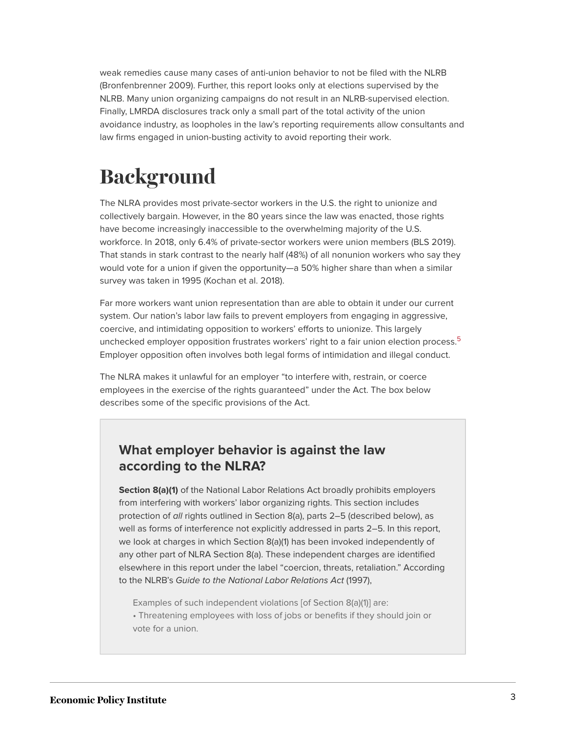weak remedies cause many cases of anti-union behavior to not be filed with the NLRB (Bronfenbrenner 2009). Further, this report looks only at elections supervised by the NLRB. Many union organizing campaigns do not result in an NLRB-supervised election. Finally, LMRDA disclosures track only a small part of the total activity of the union avoidance industry, as loopholes in the law's reporting requirements allow consultants and law firms engaged in union-busting activity to avoid reporting their work.

# Background

The NLRA provides most private-sector workers in the U.S. the right to unionize and collectively bargain. However, in the 80 years since the law was enacted, those rights have become increasingly inaccessible to the overwhelming majority of the U.S. workforce. In 2018, only 6.4% of private-sector workers were union members (BLS 2019). That stands in stark contrast to the nearly half (48%) of all nonunion workers who say they would vote for a union if given the opportunity—a 50% higher share than when a similar survey was taken in 1995 (Kochan et al. 2018).

Far more workers want union representation than are able to obtain it under our current system. Our nation's labor law fails to prevent employers from engaging in aggressive, coercive, and intimidating opposition to workers' efforts to unionize. This largely unchecked employer opposition frustrates workers' right to a fair union election process.[5] Employer opposition often involves both legal forms of intimidation and illegal conduct.

The NLRA makes it unlawful for an employer "to interfere with, restrain, or coerce employees in the exercise of the rights guaranteed" under the Act. The box below describes some of the specific provisions of the Act.

### What employer behavior is against the law according to the NLRA?

**Section 8(a)(1)** of the National Labor Relations Act broadly prohibits employers from interfering with workers' labor organizing rights. This section includes protection of *all* rights outlined in Section 8(a), parts 2–5 (described below), as well as forms of interference not explicitly addressed in parts 2–5. In this report, we look at charges in which Section 8(a)(1) has been invoked independently of any other part of NLRA Section 8(a). These independent charges are identified elsewhere in this report under the label "coercion, threats, retaliation." According to the NLRB's *Guide to the National Labor Relations Act* (1997),

> Examples of such independent violations [of Section 8(a)(1)] are:
> • Threatening employees with loss of jobs or benefits if they should join or vote for a union.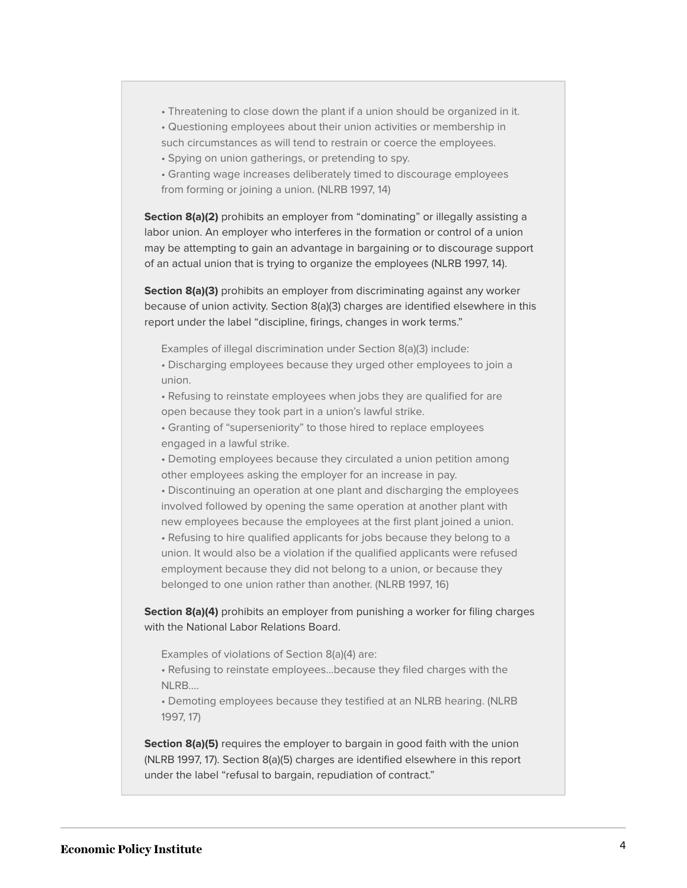- Threatening to close down the plant if a union should be organized in it.
- Questioning employees about their union activities or membership in such circumstances as will tend to restrain or coerce the employees.
- Spying on union gatherings, or pretending to spy.
- Granting wage increases deliberately timed to discourage employees from forming or joining a union. (NLRB 1997, 14)

**Section 8(a)(2)** prohibits an employer from "dominating" or illegally assisting a labor union. An employer who interferes in the formation or control of a union may be attempting to gain an advantage in bargaining or to discourage support of an actual union that is trying to organize the employees (NLRB 1997, 14).

**Section 8(a)(3)** prohibits an employer from discriminating against any worker because of union activity. Section 8(a)(3) charges are identified elsewhere in this report under the label "discipline, firings, changes in work terms."

> Examples of illegal discrimination under Section 8(a)(3) include:
>
> - Discharging employees because they urged other employees to join a union.
> - Refusing to reinstate employees when jobs they are qualified for are open because they took part in a union's lawful strike.
> - Granting of "superseniority" to those hired to replace employees engaged in a lawful strike.
> - Demoting employees because they circulated a union petition among other employees asking the employer for an increase in pay.
> - Discontinuing an operation at one plant and discharging the employees involved followed by opening the same operation at another plant with new employees because the employees at the first plant joined a union.
> - Refusing to hire qualified applicants for jobs because they belong to a union. It would also be a violation if the qualified applicants were refused employment because they did not belong to a union, or because they belonged to one union rather than another. (NLRB 1997, 16)

**Section 8(a)(4)** prohibits an employer from punishing a worker for filing charges with the National Labor Relations Board.

> Examples of violations of Section 8(a)(4) are:
>
> - Refusing to reinstate employees…because they filed charges with the NLRB.…
> - Demoting employees because they testified at an NLRB hearing. (NLRB 1997, 17)

**Section 8(a)(5)** requires the employer to bargain in good faith with the union (NLRB 1997, 17). Section 8(a)(5) charges are identified elsewhere in this report under the label "refusal to bargain, repudiation of contract."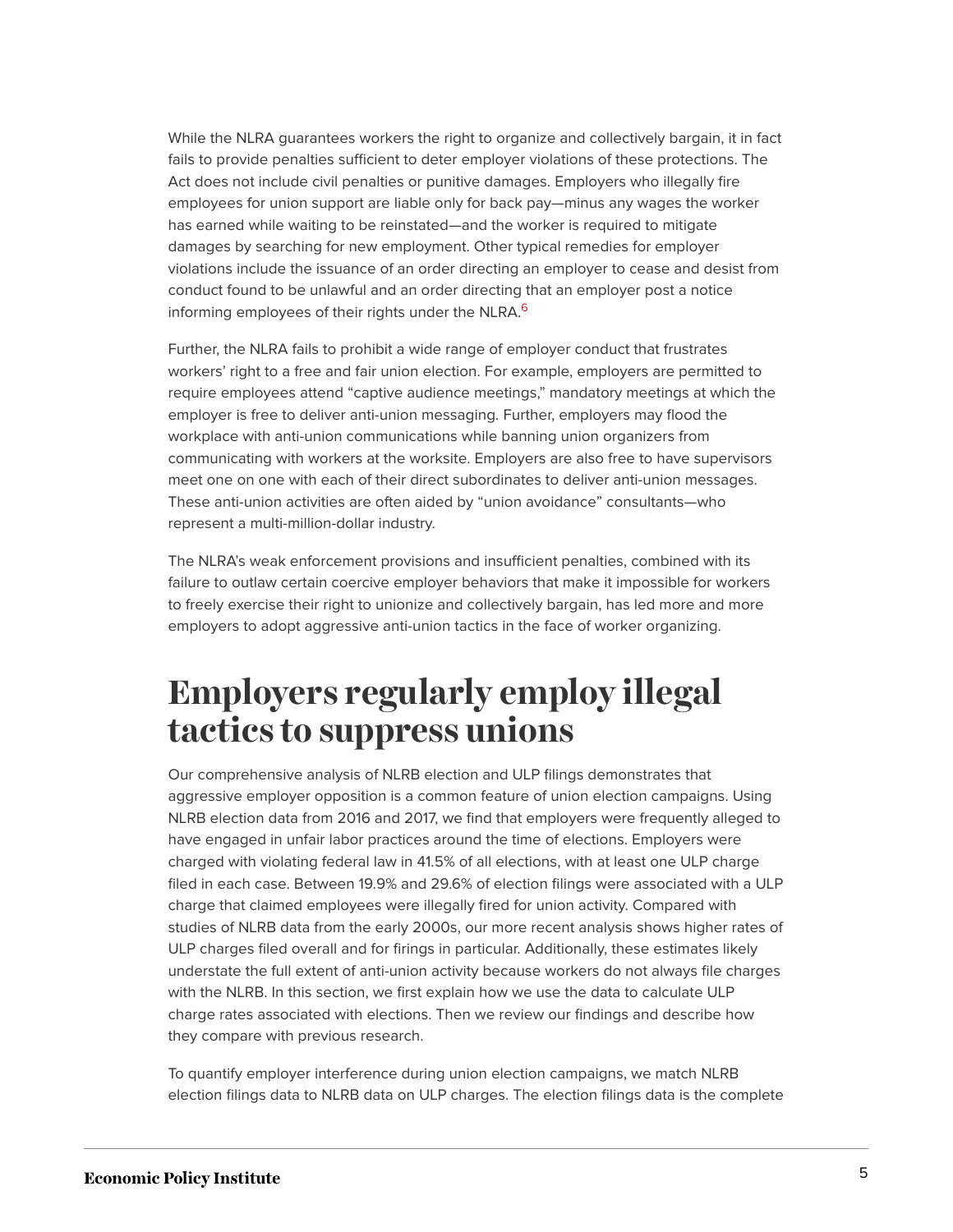While the NLRA guarantees workers the right to organize and collectively bargain, it in fact fails to provide penalties sufficient to deter employer violations of these protections. The Act does not include civil penalties or punitive damages. Employers who illegally fire employees for union support are liable only for back pay—minus any wages the worker has earned while waiting to be reinstated—and the worker is required to mitigate damages by searching for new employment. Other typical remedies for employer violations include the issuance of an order directing an employer to cease and desist from conduct found to be unlawful and an order directing that an employer post a notice informing employees of their rights under the NLRA.[6]

Further, the NLRA fails to prohibit a wide range of employer conduct that frustrates workers' right to a free and fair union election. For example, employers are permitted to require employees attend "captive audience meetings," mandatory meetings at which the employer is free to deliver anti-union messaging. Further, employers may flood the workplace with anti-union communications while banning union organizers from communicating with workers at the worksite. Employers are also free to have supervisors meet one on one with each of their direct subordinates to deliver anti-union messages. These anti-union activities are often aided by "union avoidance" consultants—who represent a multi-million-dollar industry.

The NLRA's weak enforcement provisions and insufficient penalties, combined with its failure to outlaw certain coercive employer behaviors that make it impossible for workers to freely exercise their right to unionize and collectively bargain, has led more and more employers to adopt aggressive anti-union tactics in the face of worker organizing.

# Employers regularly employ illegal tactics to suppress unions

Our comprehensive analysis of NLRB election and ULP filings demonstrates that aggressive employer opposition is a common feature of union election campaigns. Using NLRB election data from 2016 and 2017, we find that employers were frequently alleged to have engaged in unfair labor practices around the time of elections. Employers were charged with violating federal law in 41.5% of all elections, with at least one ULP charge filed in each case. Between 19.9% and 29.6% of election filings were associated with a ULP charge that claimed employees were illegally fired for union activity. Compared with studies of NLRB data from the early 2000s, our more recent analysis shows higher rates of ULP charges filed overall and for firings in particular. Additionally, these estimates likely understate the full extent of anti-union activity because workers do not always file charges with the NLRB. In this section, we first explain how we use the data to calculate ULP charge rates associated with elections. Then we review our findings and describe how they compare with previous research.

To quantify employer interference during union election campaigns, we match NLRB election filings data to NLRB data on ULP charges. The election filings data is the complete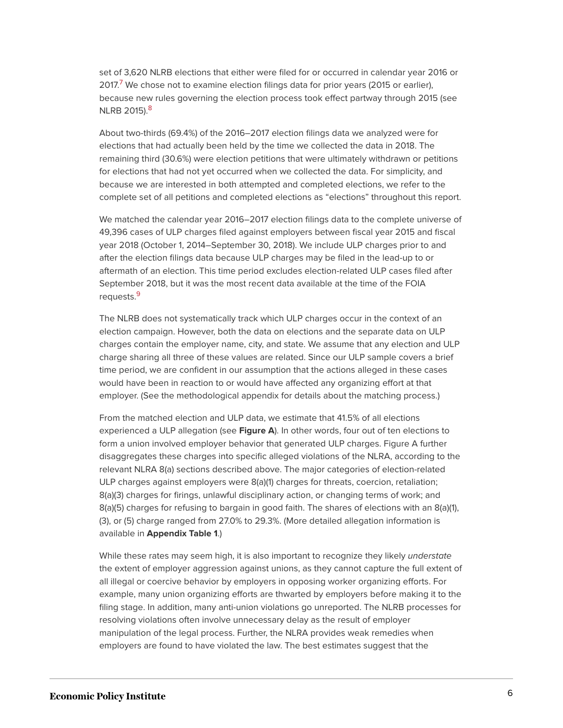set of 3,620 NLRB elections that either were filed for or occurred in calendar year 2016 or 2017.[7] We chose not to examine election filings data for prior years (2015 or earlier), because new rules governing the election process took effect partway through 2015 (see NLRB 2015).[8]

About two-thirds (69.4%) of the 2016–2017 election filings data we analyzed were for elections that had actually been held by the time we collected the data in 2018. The remaining third (30.6%) were election petitions that were ultimately withdrawn or petitions for elections that had not yet occurred when we collected the data. For simplicity, and because we are interested in both attempted and completed elections, we refer to the complete set of all petitions and completed elections as "elections" throughout this report.

We matched the calendar year 2016–2017 election filings data to the complete universe of 49,396 cases of ULP charges filed against employers between fiscal year 2015 and fiscal year 2018 (October 1, 2014–September 30, 2018). We include ULP charges prior to and after the election filings data because ULP charges may be filed in the lead-up to or aftermath of an election. This time period excludes election-related ULP cases filed after September 2018, but it was the most recent data available at the time of the FOIA requests.[9]

The NLRB does not systematically track which ULP charges occur in the context of an election campaign. However, both the data on elections and the separate data on ULP charges contain the employer name, city, and state. We assume that any election and ULP charge sharing all three of these values are related. Since our ULP sample covers a brief time period, we are confident in our assumption that the actions alleged in these cases would have been in reaction to or would have affected any organizing effort at that employer. (See the methodological appendix for details about the matching process.)

From the matched election and ULP data, we estimate that 41.5% of all elections experienced a ULP allegation (see **Figure A**). In other words, four out of ten elections to form a union involved employer behavior that generated ULP charges. Figure A further disaggregates these charges into specific alleged violations of the NLRA, according to the relevant NLRA 8(a) sections described above. The major categories of election-related ULP charges against employers were 8(a)(1) charges for threats, coercion, retaliation; 8(a)(3) charges for firings, unlawful disciplinary action, or changing terms of work; and 8(a)(5) charges for refusing to bargain in good faith. The shares of elections with an 8(a)(1), (3), or (5) charge ranged from 27.0% to 29.3%. (More detailed allegation information is available in **Appendix Table 1**.)

While these rates may seem high, it is also important to recognize they likely *understate* the extent of employer aggression against unions, as they cannot capture the full extent of all illegal or coercive behavior by employers in opposing worker organizing efforts. For example, many union organizing efforts are thwarted by employers before making it to the filing stage. In addition, many anti-union violations go unreported. The NLRB processes for resolving violations often involve unnecessary delay as the result of employer manipulation of the legal process. Further, the NLRA provides weak remedies when employers are found to have violated the law. The best estimates suggest that the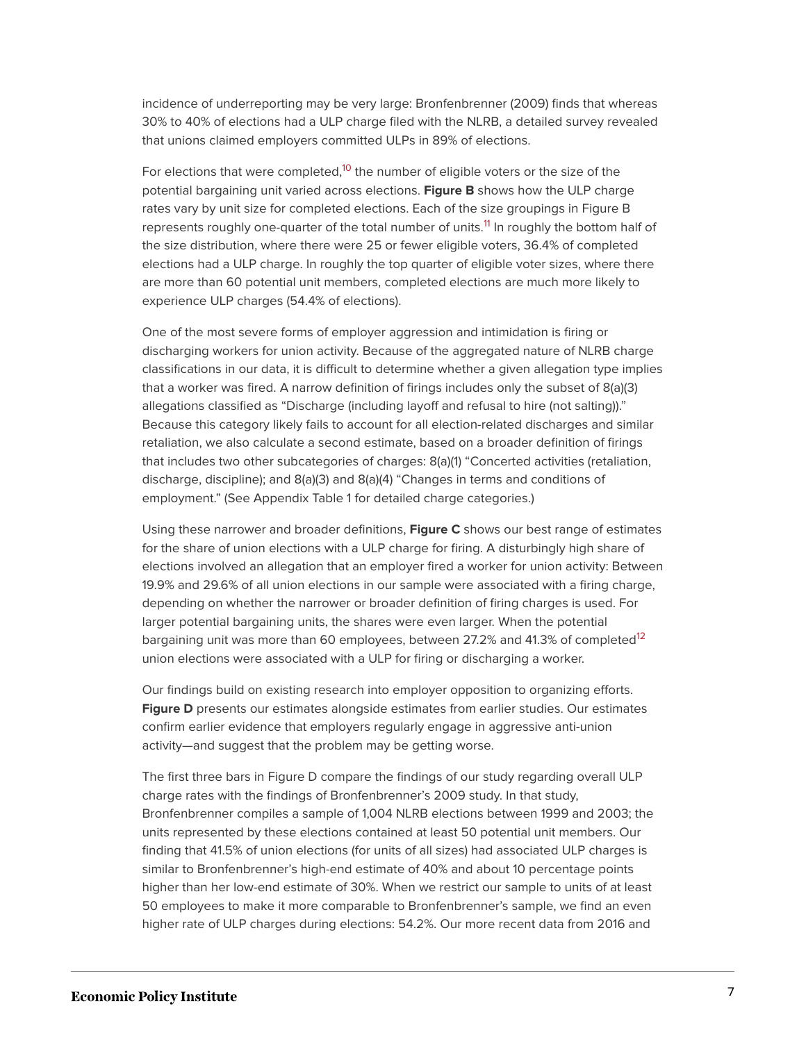incidence of underreporting may be very large: Bronfenbrenner (2009) finds that whereas 30% to 40% of elections had a ULP charge filed with the NLRB, a detailed survey revealed that unions claimed employers committed ULPs in 89% of elections.

For elections that were completed,[10] the number of eligible voters or the size of the potential bargaining unit varied across elections. **Figure B** shows how the ULP charge rates vary by unit size for completed elections. Each of the size groupings in Figure B represents roughly one-quarter of the total number of units.[11] In roughly the bottom half of the size distribution, where there were 25 or fewer eligible voters, 36.4% of completed elections had a ULP charge. In roughly the top quarter of eligible voter sizes, where there are more than 60 potential unit members, completed elections are much more likely to experience ULP charges (54.4% of elections).

One of the most severe forms of employer aggression and intimidation is firing or discharging workers for union activity. Because of the aggregated nature of NLRB charge classifications in our data, it is difficult to determine whether a given allegation type implies that a worker was fired. A narrow definition of firings includes only the subset of 8(a)(3) allegations classified as "Discharge (including layoff and refusal to hire (not salting))." Because this category likely fails to account for all election-related discharges and similar retaliation, we also calculate a second estimate, based on a broader definition of firings that includes two other subcategories of charges: 8(a)(1) "Concerted activities (retaliation, discharge, discipline); and 8(a)(3) and 8(a)(4) "Changes in terms and conditions of employment." (See Appendix Table 1 for detailed charge categories.)

Using these narrower and broader definitions, **Figure C** shows our best range of estimates for the share of union elections with a ULP charge for firing. A disturbingly high share of elections involved an allegation that an employer fired a worker for union activity: Between 19.9% and 29.6% of all union elections in our sample were associated with a firing charge, depending on whether the narrower or broader definition of firing charges is used. For larger potential bargaining units, the shares were even larger. When the potential bargaining unit was more than 60 employees, between 27.2% and 41.3% of completed[12] union elections were associated with a ULP for firing or discharging a worker.

Our findings build on existing research into employer opposition to organizing efforts. **Figure D** presents our estimates alongside estimates from earlier studies. Our estimates confirm earlier evidence that employers regularly engage in aggressive anti-union activity—and suggest that the problem may be getting worse.

The first three bars in Figure D compare the findings of our study regarding overall ULP charge rates with the findings of Bronfenbrenner's 2009 study. In that study, Bronfenbrenner compiles a sample of 1,004 NLRB elections between 1999 and 2003; the units represented by these elections contained at least 50 potential unit members. Our finding that 41.5% of union elections (for units of all sizes) had associated ULP charges is similar to Bronfenbrenner's high-end estimate of 40% and about 10 percentage points higher than her low-end estimate of 30%. When we restrict our sample to units of at least 50 employees to make it more comparable to Bronfenbrenner's sample, we find an even higher rate of ULP charges during elections: 54.2%. Our more recent data from 2016 and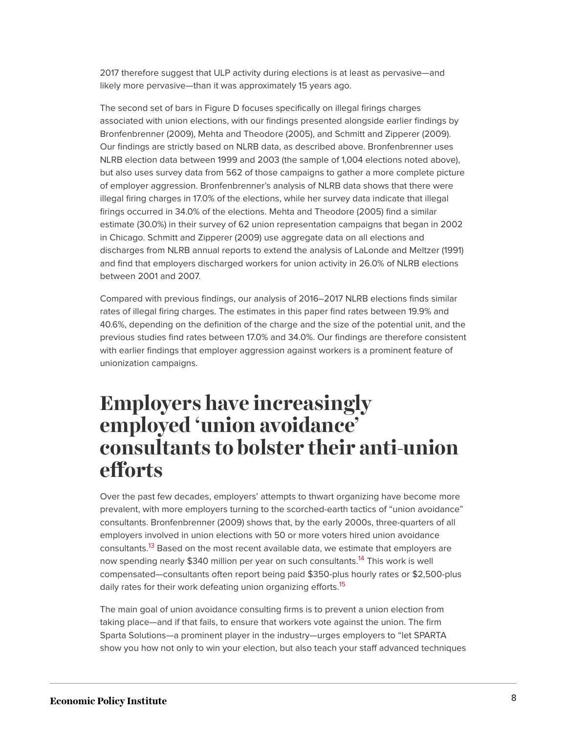2017 therefore suggest that ULP activity during elections is at least as pervasive—and likely more pervasive—than it was approximately 15 years ago.

The second set of bars in Figure D focuses specifically on illegal firings charges associated with union elections, with our findings presented alongside earlier findings by Bronfenbrenner (2009), Mehta and Theodore (2005), and Schmitt and Zipperer (2009). Our findings are strictly based on NLRB data, as described above. Bronfenbrenner uses NLRB election data between 1999 and 2003 (the sample of 1,004 elections noted above), but also uses survey data from 562 of those campaigns to gather a more complete picture of employer aggression. Bronfenbrenner's analysis of NLRB data shows that there were illegal firing charges in 17.0% of the elections, while her survey data indicate that illegal firings occurred in 34.0% of the elections. Mehta and Theodore (2005) find a similar estimate (30.0%) in their survey of 62 union representation campaigns that began in 2002 in Chicago. Schmitt and Zipperer (2009) use aggregate data on all elections and discharges from NLRB annual reports to extend the analysis of LaLonde and Meltzer (1991) and find that employers discharged workers for union activity in 26.0% of NLRB elections between 2001 and 2007.

Compared with previous findings, our analysis of 2016–2017 NLRB elections finds similar rates of illegal firing charges. The estimates in this paper find rates between 19.9% and 40.6%, depending on the definition of the charge and the size of the potential unit, and the previous studies find rates between 17.0% and 34.0%. Our findings are therefore consistent with earlier findings that employer aggression against workers is a prominent feature of unionization campaigns.

# Employers have increasingly employed 'union avoidance' consultants to bolster their anti-union efforts

Over the past few decades, employers' attempts to thwart organizing have become more prevalent, with more employers turning to the scorched-earth tactics of "union avoidance" consultants. Bronfenbrenner (2009) shows that, by the early 2000s, three-quarters of all employers involved in union elections with 50 or more voters hired union avoidance consultants.[13] Based on the most recent available data, we estimate that employers are now spending nearly $340 million per year on such consultants.[14] This work is well compensated—consultants often report being paid $350-plus hourly rates or $2,500-plus daily rates for their work defeating union organizing efforts.[15]

The main goal of union avoidance consulting firms is to prevent a union election from taking place—and if that fails, to ensure that workers vote against the union. The firm Sparta Solutions—a prominent player in the industry—urges employers to "let SPARTA show you how not only to win your election, but also teach your staff advanced techniques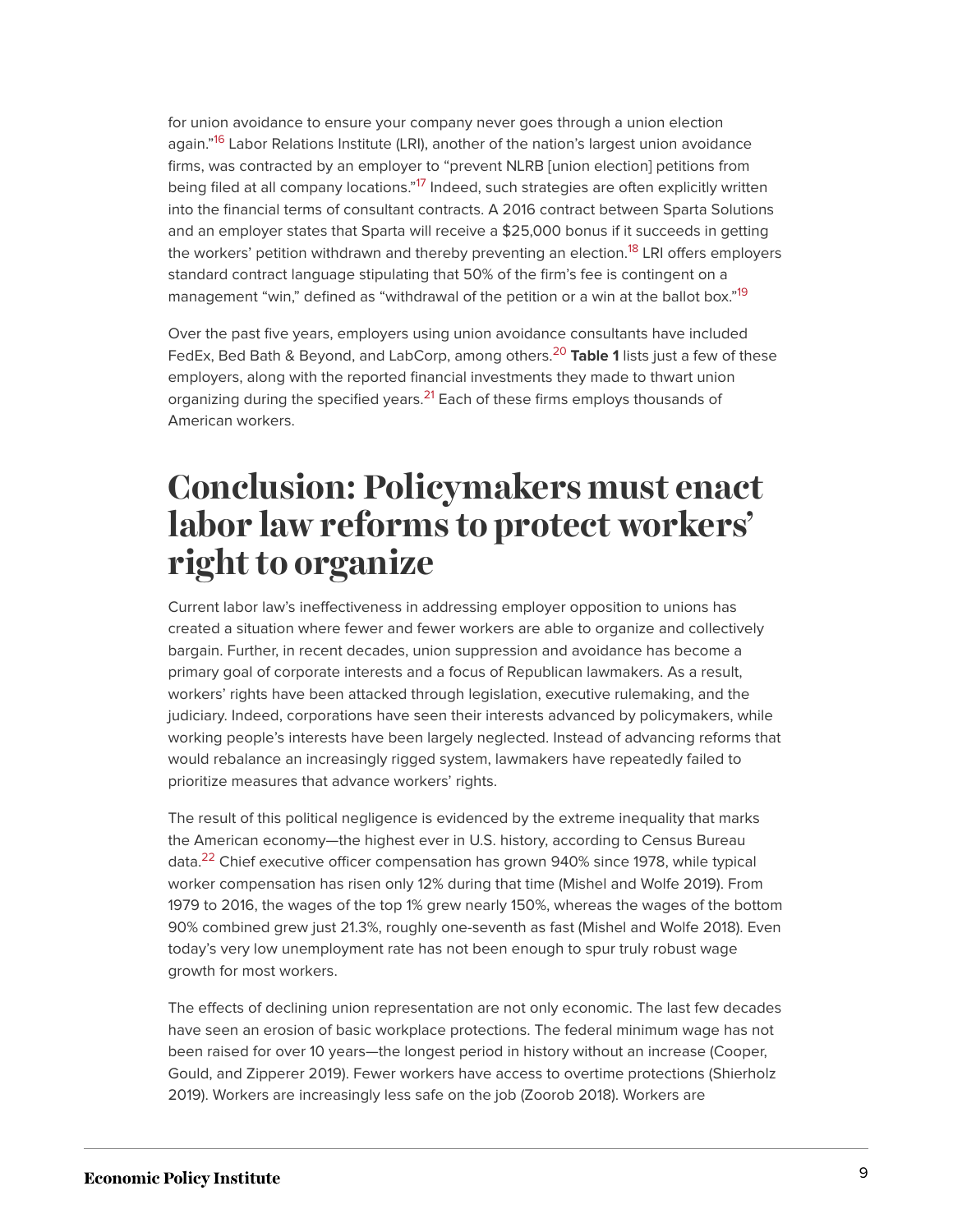for union avoidance to ensure your company never goes through a union election again."[16] Labor Relations Institute (LRI), another of the nation's largest union avoidance firms, was contracted by an employer to "prevent NLRB [union election] petitions from being filed at all company locations."[17] Indeed, such strategies are often explicitly written into the financial terms of consultant contracts. A 2016 contract between Sparta Solutions and an employer states that Sparta will receive a $25,000 bonus if it succeeds in getting the workers' petition withdrawn and thereby preventing an election.[18] LRI offers employers standard contract language stipulating that 50% of the firm's fee is contingent on a management "win," defined as "withdrawal of the petition or a win at the ballot box."[19]

Over the past five years, employers using union avoidance consultants have included FedEx, Bed Bath & Beyond, and LabCorp, among others.[20] **Table 1** lists just a few of these employers, along with the reported financial investments they made to thwart union organizing during the specified years.[21] Each of these firms employs thousands of American workers.

# Conclusion: Policymakers must enact labor law reforms to protect workers' right to organize

Current labor law's ineffectiveness in addressing employer opposition to unions has created a situation where fewer and fewer workers are able to organize and collectively bargain. Further, in recent decades, union suppression and avoidance has become a primary goal of corporate interests and a focus of Republican lawmakers. As a result, workers' rights have been attacked through legislation, executive rulemaking, and the judiciary. Indeed, corporations have seen their interests advanced by policymakers, while working people's interests have been largely neglected. Instead of advancing reforms that would rebalance an increasingly rigged system, lawmakers have repeatedly failed to prioritize measures that advance workers' rights.

The result of this political negligence is evidenced by the extreme inequality that marks the American economy—the highest ever in U.S. history, according to Census Bureau data.[22] Chief executive officer compensation has grown 940% since 1978, while typical worker compensation has risen only 12% during that time (Mishel and Wolfe 2019). From 1979 to 2016, the wages of the top 1% grew nearly 150%, whereas the wages of the bottom 90% combined grew just 21.3%, roughly one-seventh as fast (Mishel and Wolfe 2018). Even today's very low unemployment rate has not been enough to spur truly robust wage growth for most workers.

The effects of declining union representation are not only economic. The last few decades have seen an erosion of basic workplace protections. The federal minimum wage has not been raised for over 10 years—the longest period in history without an increase (Cooper, Gould, and Zipperer 2019). Fewer workers have access to overtime protections (Shierholz 2019). Workers are increasingly less safe on the job (Zoorob 2018). Workers are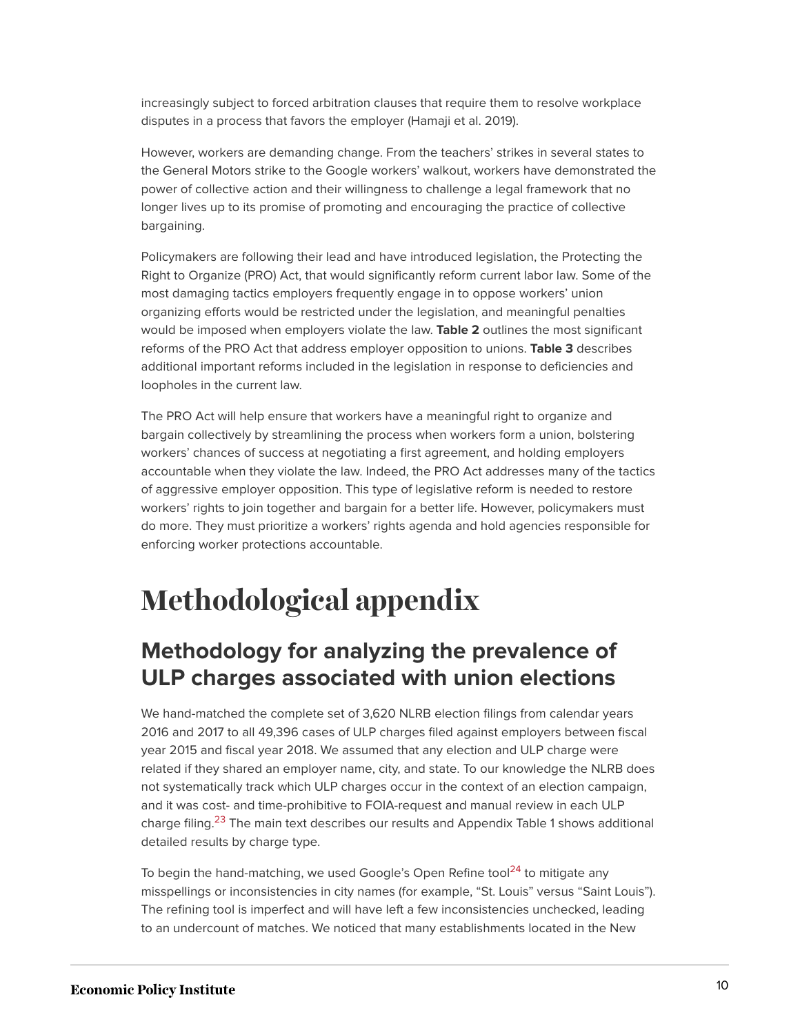increasingly subject to forced arbitration clauses that require them to resolve workplace disputes in a process that favors the employer (Hamaji et al. 2019).

However, workers are demanding change. From the teachers' strikes in several states to the General Motors strike to the Google workers' walkout, workers have demonstrated the power of collective action and their willingness to challenge a legal framework that no longer lives up to its promise of promoting and encouraging the practice of collective bargaining.

Policymakers are following their lead and have introduced legislation, the Protecting the Right to Organize (PRO) Act, that would significantly reform current labor law. Some of the most damaging tactics employers frequently engage in to oppose workers' union organizing efforts would be restricted under the legislation, and meaningful penalties would be imposed when employers violate the law. **Table 2** outlines the most significant reforms of the PRO Act that address employer opposition to unions. **Table 3** describes additional important reforms included in the legislation in response to deficiencies and loopholes in the current law.

The PRO Act will help ensure that workers have a meaningful right to organize and bargain collectively by streamlining the process when workers form a union, bolstering workers' chances of success at negotiating a first agreement, and holding employers accountable when they violate the law. Indeed, the PRO Act addresses many of the tactics of aggressive employer opposition. This type of legislative reform is needed to restore workers' rights to join together and bargain for a better life. However, policymakers must do more. They must prioritize a workers' rights agenda and hold agencies responsible for enforcing worker protections accountable.

# Methodological appendix

## Methodology for analyzing the prevalence of ULP charges associated with union elections

We hand-matched the complete set of 3,620 NLRB election filings from calendar years 2016 and 2017 to all 49,396 cases of ULP charges filed against employers between fiscal year 2015 and fiscal year 2018. We assumed that any election and ULP charge were related if they shared an employer name, city, and state. To our knowledge the NLRB does not systematically track which ULP charges occur in the context of an election campaign, and it was cost- and time-prohibitive to FOIA-request and manual review in each ULP charge filing.[23] The main text describes our results and Appendix Table 1 shows additional detailed results by charge type.

To begin the hand-matching, we used Google's Open Refine tool[24] to mitigate any misspellings or inconsistencies in city names (for example, "St. Louis" versus "Saint Louis"). The refining tool is imperfect and will have left a few inconsistencies unchecked, leading to an undercount of matches. We noticed that many establishments located in the New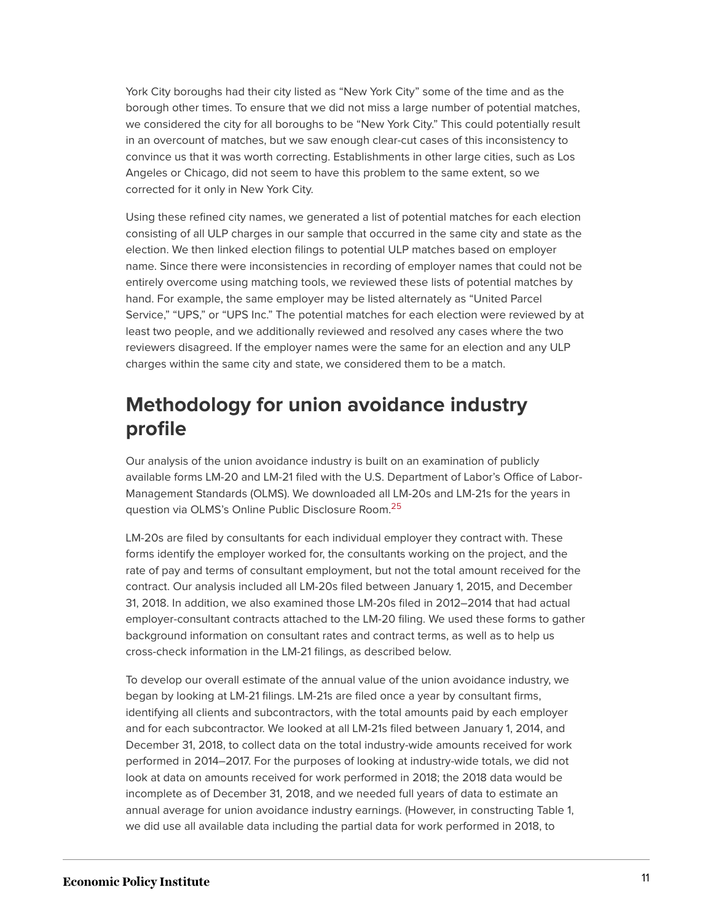York City boroughs had their city listed as "New York City" some of the time and as the borough other times. To ensure that we did not miss a large number of potential matches, we considered the city for all boroughs to be "New York City." This could potentially result in an overcount of matches, but we saw enough clear-cut cases of this inconsistency to convince us that it was worth correcting. Establishments in other large cities, such as Los Angeles or Chicago, did not seem to have this problem to the same extent, so we corrected for it only in New York City.

Using these refined city names, we generated a list of potential matches for each election consisting of all ULP charges in our sample that occurred in the same city and state as the election. We then linked election filings to potential ULP matches based on employer name. Since there were inconsistencies in recording of employer names that could not be entirely overcome using matching tools, we reviewed these lists of potential matches by hand. For example, the same employer may be listed alternately as "United Parcel Service," "UPS," or "UPS Inc." The potential matches for each election were reviewed by at least two people, and we additionally reviewed and resolved any cases where the two reviewers disagreed. If the employer names were the same for an election and any ULP charges within the same city and state, we considered them to be a match.

## Methodology for union avoidance industry profile

Our analysis of the union avoidance industry is built on an examination of publicly available forms LM-20 and LM-21 filed with the U.S. Department of Labor's Office of Labor-Management Standards (OLMS). We downloaded all LM-20s and LM-21s for the years in question via OLMS's Online Public Disclosure Room.[25]

LM-20s are filed by consultants for each individual employer they contract with. These forms identify the employer worked for, the consultants working on the project, and the rate of pay and terms of consultant employment, but not the total amount received for the contract. Our analysis included all LM-20s filed between January 1, 2015, and December 31, 2018. In addition, we also examined those LM-20s filed in 2012–2014 that had actual employer-consultant contracts attached to the LM-20 filing. We used these forms to gather background information on consultant rates and contract terms, as well as to help us cross-check information in the LM-21 filings, as described below.

To develop our overall estimate of the annual value of the union avoidance industry, we began by looking at LM-21 filings. LM-21s are filed once a year by consultant firms, identifying all clients and subcontractors, with the total amounts paid by each employer and for each subcontractor. We looked at all LM-21s filed between January 1, 2014, and December 31, 2018, to collect data on the total industry-wide amounts received for work performed in 2014–2017. For the purposes of looking at industry-wide totals, we did not look at data on amounts received for work performed in 2018; the 2018 data would be incomplete as of December 31, 2018, and we needed full years of data to estimate an annual average for union avoidance industry earnings. (However, in constructing Table 1, we did use all available data including the partial data for work performed in 2018, to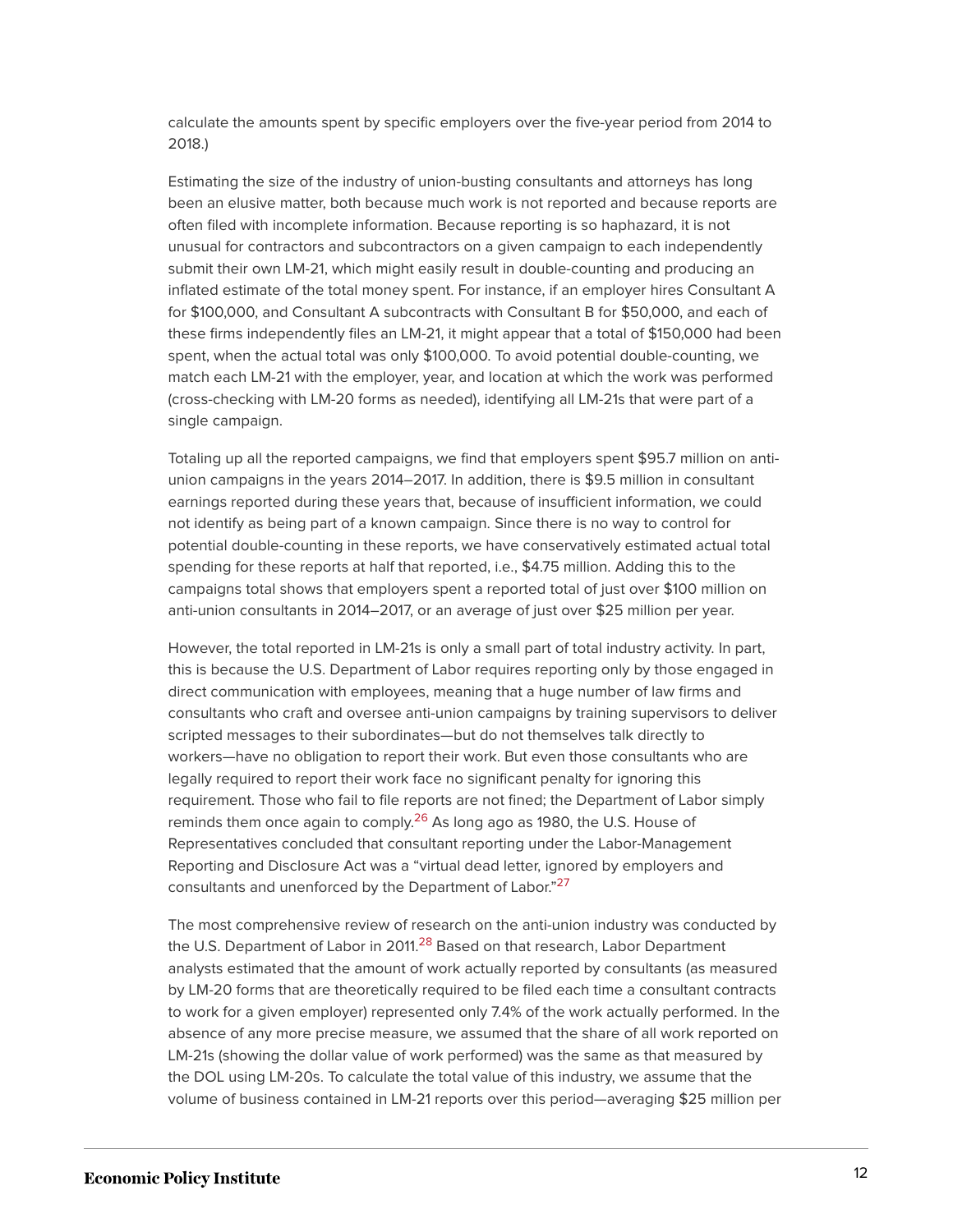calculate the amounts spent by specific employers over the five-year period from 2014 to 2018.)

Estimating the size of the industry of union-busting consultants and attorneys has long been an elusive matter, both because much work is not reported and because reports are often filed with incomplete information. Because reporting is so haphazard, it is not unusual for contractors and subcontractors on a given campaign to each independently submit their own LM-21, which might easily result in double-counting and producing an inflated estimate of the total money spent. For instance, if an employer hires Consultant A for $100,000, and Consultant A subcontracts with Consultant B for $50,000, and each of these firms independently files an LM-21, it might appear that a total of $150,000 had been spent, when the actual total was only $100,000. To avoid potential double-counting, we match each LM-21 with the employer, year, and location at which the work was performed (cross-checking with LM-20 forms as needed), identifying all LM-21s that were part of a single campaign.

Totaling up all the reported campaigns, we find that employers spent $95.7 million on anti-union campaigns in the years 2014–2017. In addition, there is $9.5 million in consultant earnings reported during these years that, because of insufficient information, we could not identify as being part of a known campaign. Since there is no way to control for potential double-counting in these reports, we have conservatively estimated actual total spending for these reports at half that reported, i.e., $4.75 million. Adding this to the campaigns total shows that employers spent a reported total of just over $100 million on anti-union consultants in 2014–2017, or an average of just over $25 million per year.

However, the total reported in LM-21s is only a small part of total industry activity. In part, this is because the U.S. Department of Labor requires reporting only by those engaged in direct communication with employees, meaning that a huge number of law firms and consultants who craft and oversee anti-union campaigns by training supervisors to deliver scripted messages to their subordinates—but do not themselves talk directly to workers—have no obligation to report their work. But even those consultants who are legally required to report their work face no significant penalty for ignoring this requirement. Those who fail to file reports are not fined; the Department of Labor simply reminds them once again to comply.[26] As long ago as 1980, the U.S. House of Representatives concluded that consultant reporting under the Labor-Management Reporting and Disclosure Act was a "virtual dead letter, ignored by employers and consultants and unenforced by the Department of Labor."[27]

The most comprehensive review of research on the anti-union industry was conducted by the U.S. Department of Labor in 2011.[28] Based on that research, Labor Department analysts estimated that the amount of work actually reported by consultants (as measured by LM-20 forms that are theoretically required to be filed each time a consultant contracts to work for a given employer) represented only 7.4% of the work actually performed. In the absence of any more precise measure, we assumed that the share of all work reported on LM-21s (showing the dollar value of work performed) was the same as that measured by the DOL using LM-20s. To calculate the total value of this industry, we assume that the volume of business contained in LM-21 reports over this period—averaging $25 million per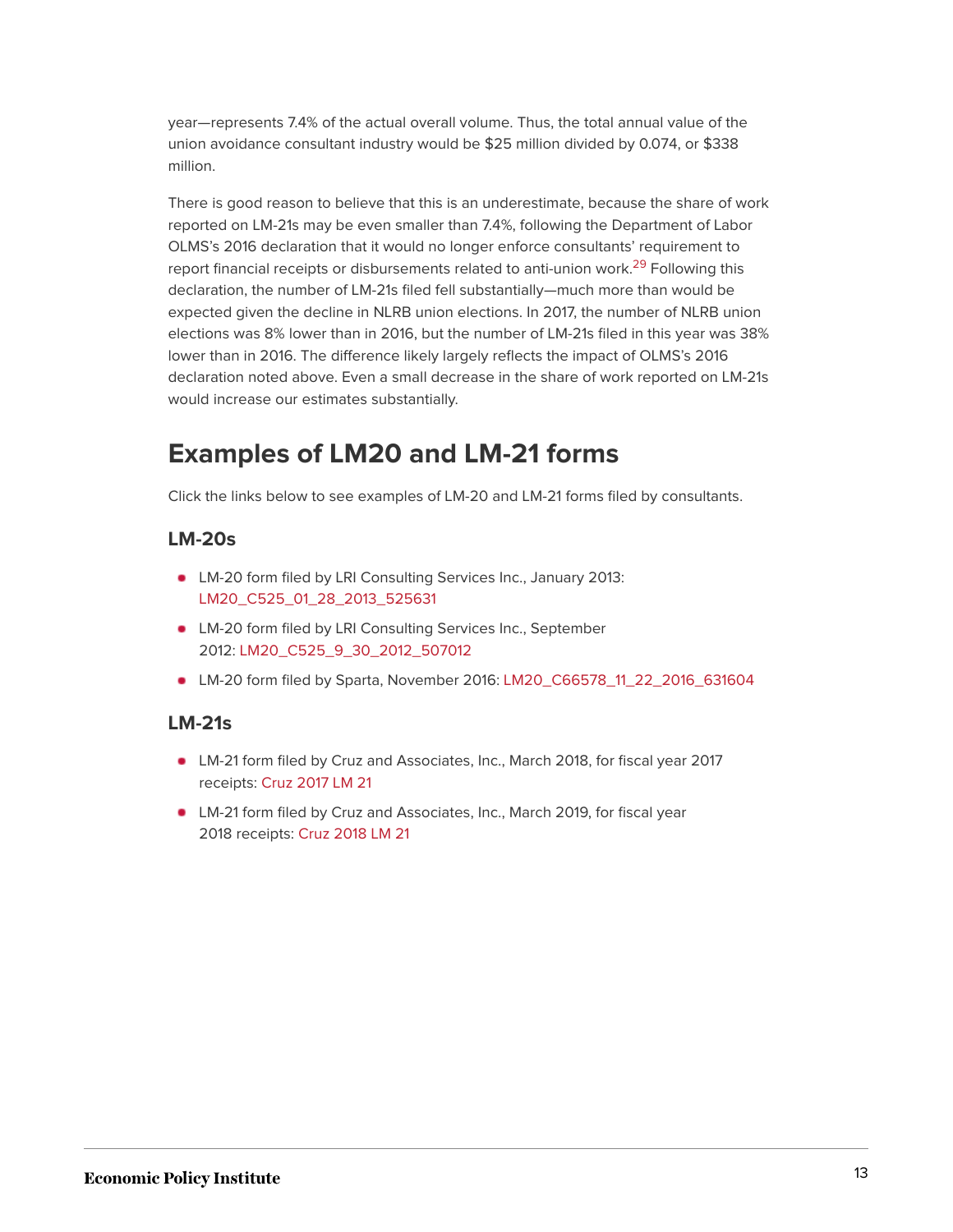year—represents 7.4% of the actual overall volume. Thus, the total annual value of the union avoidance consultant industry would be $25 million divided by 0.074, or $338 million.

There is good reason to believe that this is an underestimate, because the share of work reported on LM-21s may be even smaller than 7.4%, following the Department of Labor OLMS's 2016 declaration that it would no longer enforce consultants' requirement to report financial receipts or disbursements related to anti-union work.[29] Following this declaration, the number of LM-21s filed fell substantially—much more than would be expected given the decline in NLRB union elections. In 2017, the number of NLRB union elections was 8% lower than in 2016, but the number of LM-21s filed in this year was 38% lower than in 2016. The difference likely largely reflects the impact of OLMS's 2016 declaration noted above. Even a small decrease in the share of work reported on LM-21s would increase our estimates substantially.

## Examples of LM20 and LM-21 forms

Click the links below to see examples of LM-20 and LM-21 forms filed by consultants.

### LM-20s

- LM-20 form filed by LRI Consulting Services Inc., January 2013: LM20_C525_01_28_2013_525631
- LM-20 form filed by LRI Consulting Services Inc., September 2012: LM20_C525_9_30_2012_507012
- LM-20 form filed by Sparta, November 2016: LM20_C66578_11_22_2016_631604

### LM-21s

- LM-21 form filed by Cruz and Associates, Inc., March 2018, for fiscal year 2017 receipts: Cruz 2017 LM 21
- LM-21 form filed by Cruz and Associates, Inc., March 2019, for fiscal year 2018 receipts: Cruz 2018 LM 21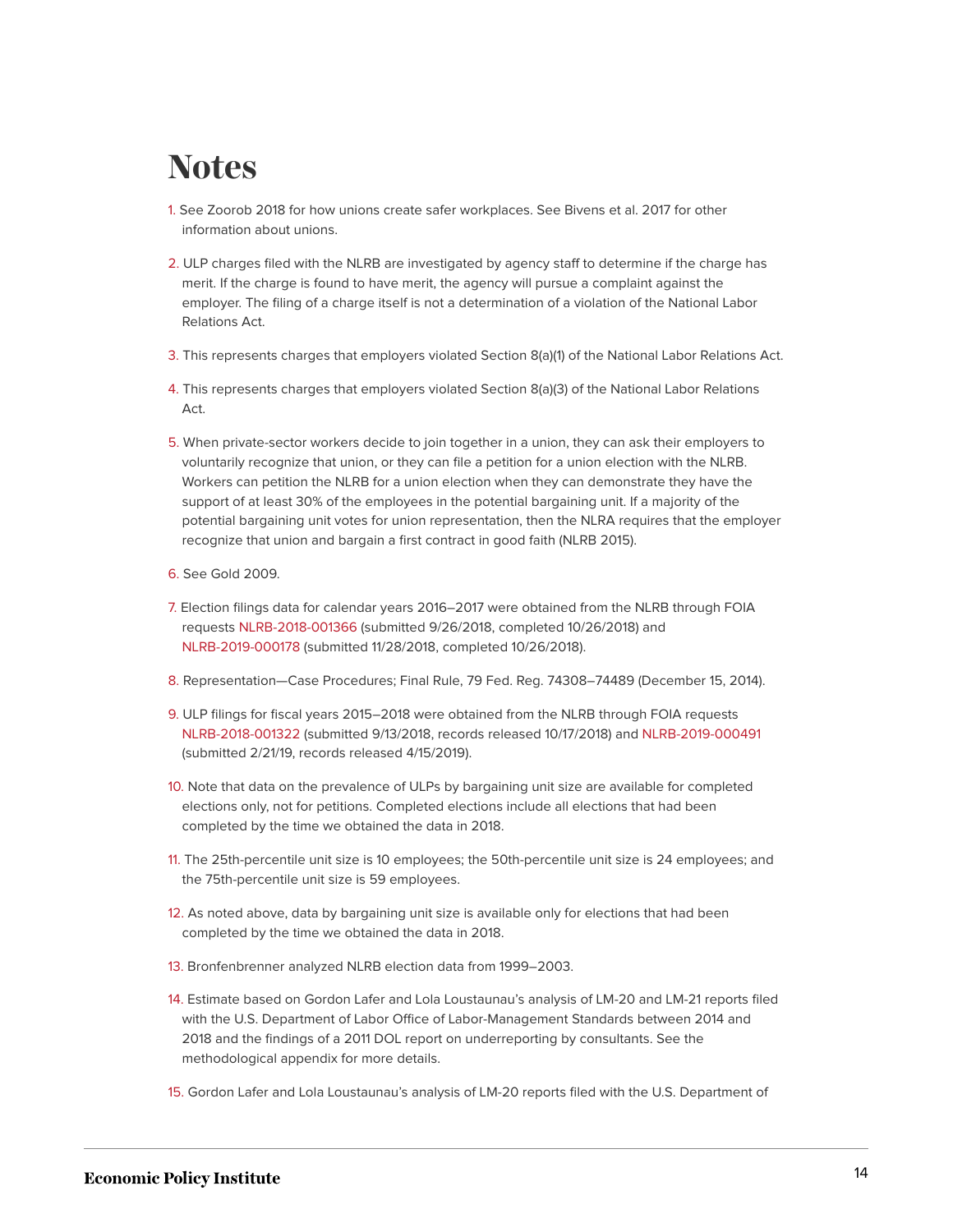# Notes

1. See Zoorob 2018 for how unions create safer workplaces. See Bivens et al. 2017 for other information about unions.

2. ULP charges filed with the NLRB are investigated by agency staff to determine if the charge has merit. If the charge is found to have merit, the agency will pursue a complaint against the employer. The filing of a charge itself is not a determination of a violation of the National Labor Relations Act.

3. This represents charges that employers violated Section 8(a)(1) of the National Labor Relations Act.

4. This represents charges that employers violated Section 8(a)(3) of the National Labor Relations Act.

5. When private-sector workers decide to join together in a union, they can ask their employers to voluntarily recognize that union, or they can file a petition for a union election with the NLRB. Workers can petition the NLRB for a union election when they can demonstrate they have the support of at least 30% of the employees in the potential bargaining unit. If a majority of the potential bargaining unit votes for union representation, then the NLRA requires that the employer recognize that union and bargain a first contract in good faith (NLRB 2015).

6. See Gold 2009.

7. Election filings data for calendar years 2016–2017 were obtained from the NLRB through FOIA requests NLRB-2018-001366 (submitted 9/26/2018, completed 10/26/2018) and NLRB-2019-000178 (submitted 11/28/2018, completed 10/26/2018).

8. Representation—Case Procedures; Final Rule, 79 Fed. Reg. 74308–74489 (December 15, 2014).

9. ULP filings for fiscal years 2015–2018 were obtained from the NLRB through FOIA requests NLRB-2018-001322 (submitted 9/13/2018, records released 10/17/2018) and NLRB-2019-000491 (submitted 2/21/19, records released 4/15/2019).

10. Note that data on the prevalence of ULPs by bargaining unit size are available for completed elections only, not for petitions. Completed elections include all elections that had been completed by the time we obtained the data in 2018.

11. The 25th-percentile unit size is 10 employees; the 50th-percentile unit size is 24 employees; and the 75th-percentile unit size is 59 employees.

12. As noted above, data by bargaining unit size is available only for elections that had been completed by the time we obtained the data in 2018.

13. Bronfenbrenner analyzed NLRB election data from 1999–2003.

14. Estimate based on Gordon Lafer and Lola Loustaunau's analysis of LM-20 and LM-21 reports filed with the U.S. Department of Labor Office of Labor-Management Standards between 2014 and 2018 and the findings of a 2011 DOL report on underreporting by consultants. See the methodological appendix for more details.

15. Gordon Lafer and Lola Loustaunau's analysis of LM-20 reports filed with the U.S. Department of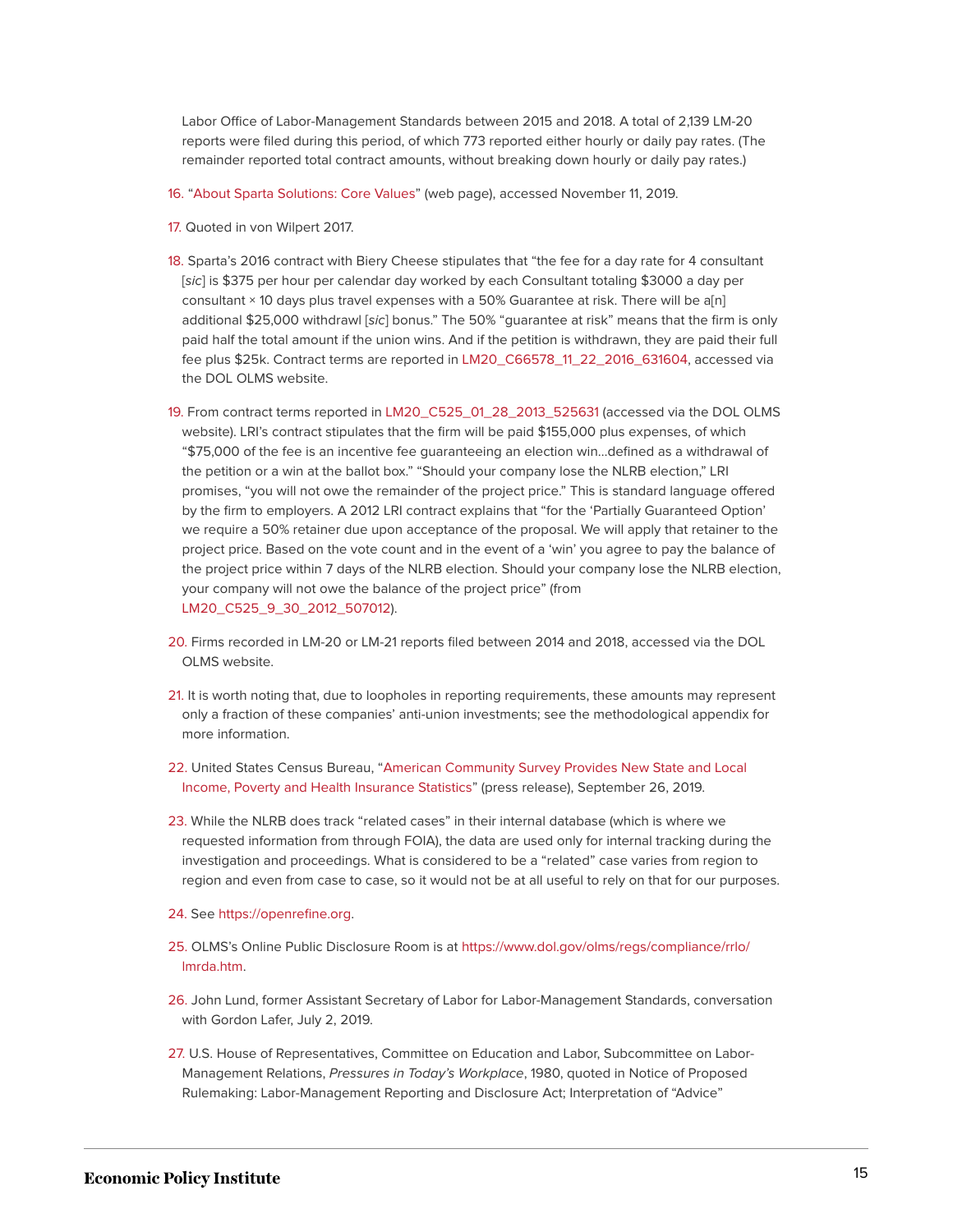Labor Office of Labor-Management Standards between 2015 and 2018. A total of 2,139 LM-20 reports were filed during this period, of which 773 reported either hourly or daily pay rates. (The remainder reported total contract amounts, without breaking down hourly or daily pay rates.)

16. "About Sparta Solutions: Core Values" (web page), accessed November 11, 2019.

17. Quoted in von Wilpert 2017.

18. Sparta's 2016 contract with Biery Cheese stipulates that "the fee for a day rate for 4 consultant [*sic*] is $375 per hour per calendar day worked by each Consultant totaling $3000 a day per consultant × 10 days plus travel expenses with a 50% Guarantee at risk. There will be a[n] additional $25,000 withdrawl [*sic*] bonus." The 50% "guarantee at risk" means that the firm is only paid half the total amount if the union wins. And if the petition is withdrawn, they are paid their full fee plus $25k. Contract terms are reported in LM20_C66578_11_22_2016_631604, accessed via the DOL OLMS website.

19. From contract terms reported in LM20_C525_01_28_2013_525631 (accessed via the DOL OLMS website). LRI's contract stipulates that the firm will be paid $155,000 plus expenses, of which "$75,000 of the fee is an incentive fee guaranteeing an election win…defined as a withdrawal of the petition or a win at the ballot box." "Should your company lose the NLRB election," LRI promises, "you will not owe the remainder of the project price." This is standard language offered by the firm to employers. A 2012 LRI contract explains that "for the 'Partially Guaranteed Option' we require a 50% retainer due upon acceptance of the proposal. We will apply that retainer to the project price. Based on the vote count and in the event of a 'win' you agree to pay the balance of the project price within 7 days of the NLRB election. Should your company lose the NLRB election, your company will not owe the balance of the project price" (from LM20_C525_9_30_2012_507012).

20. Firms recorded in LM-20 or LM-21 reports filed between 2014 and 2018, accessed via the DOL OLMS website.

21. It is worth noting that, due to loopholes in reporting requirements, these amounts may represent only a fraction of these companies' anti-union investments; see the methodological appendix for more information.

22. United States Census Bureau, "American Community Survey Provides New State and Local Income, Poverty and Health Insurance Statistics" (press release), September 26, 2019.

23. While the NLRB does track "related cases" in their internal database (which is where we requested information from through FOIA), the data are used only for internal tracking during the investigation and proceedings. What is considered to be a "related" case varies from region to region and even from case to case, so it would not be at all useful to rely on that for our purposes.

24. See https://openrefine.org.

25. OLMS's Online Public Disclosure Room is at https://www.dol.gov/olms/regs/compliance/rrlo/lmrda.htm.

26. John Lund, former Assistant Secretary of Labor for Labor-Management Standards, conversation with Gordon Lafer, July 2, 2019.

27. U.S. House of Representatives, Committee on Education and Labor, Subcommittee on Labor-Management Relations, *Pressures in Today's Workplace*, 1980, quoted in Notice of Proposed Rulemaking: Labor-Management Reporting and Disclosure Act; Interpretation of "Advice"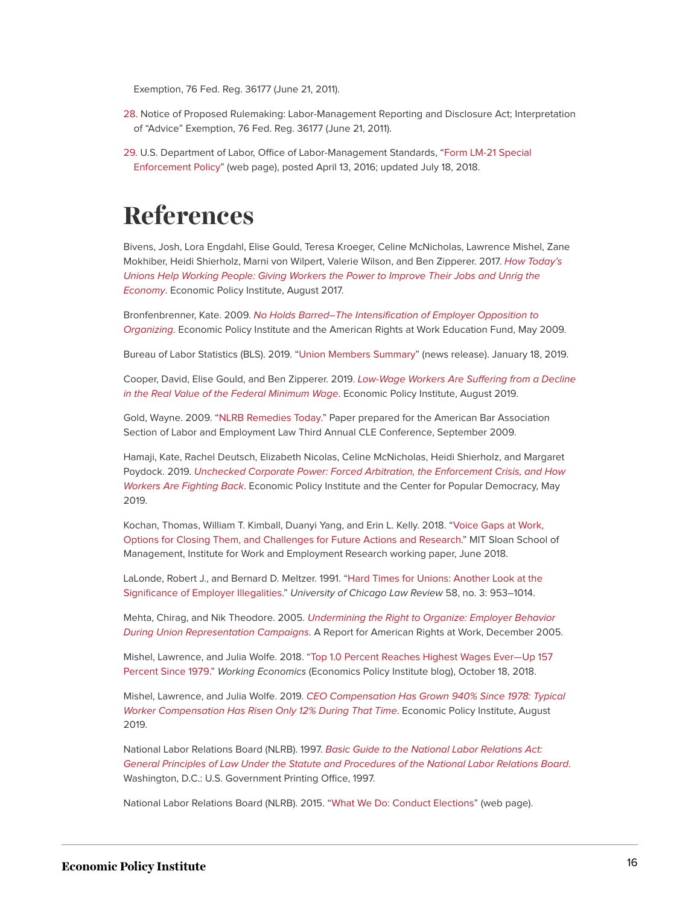Exemption, 76 Fed. Reg. 36177 (June 21, 2011).

28. Notice of Proposed Rulemaking: Labor-Management Reporting and Disclosure Act; Interpretation of "Advice" Exemption, 76 Fed. Reg. 36177 (June 21, 2011).

29. U.S. Department of Labor, Office of Labor-Management Standards, "Form LM-21 Special Enforcement Policy" (web page), posted April 13, 2016; updated July 18, 2018.

# References

Bivens, Josh, Lora Engdahl, Elise Gould, Teresa Kroeger, Celine McNicholas, Lawrence Mishel, Zane Mokhiber, Heidi Shierholz, Marni von Wilpert, Valerie Wilson, and Ben Zipperer. 2017. *How Today's Unions Help Working People: Giving Workers the Power to Improve Their Jobs and Unrig the Economy*. Economic Policy Institute, August 2017.

Bronfenbrenner, Kate. 2009. *No Holds Barred–The Intensification of Employer Opposition to Organizing*. Economic Policy Institute and the American Rights at Work Education Fund, May 2009.

Bureau of Labor Statistics (BLS). 2019. "Union Members Summary" (news release). January 18, 2019.

Cooper, David, Elise Gould, and Ben Zipperer. 2019. *Low-Wage Workers Are Suffering from a Decline in the Real Value of the Federal Minimum Wage*. Economic Policy Institute, August 2019.

Gold, Wayne. 2009. "NLRB Remedies Today." Paper prepared for the American Bar Association Section of Labor and Employment Law Third Annual CLE Conference, September 2009.

Hamaji, Kate, Rachel Deutsch, Elizabeth Nicolas, Celine McNicholas, Heidi Shierholz, and Margaret Poydock. 2019. *Unchecked Corporate Power: Forced Arbitration, the Enforcement Crisis, and How Workers Are Fighting Back*. Economic Policy Institute and the Center for Popular Democracy, May 2019.

Kochan, Thomas, William T. Kimball, Duanyi Yang, and Erin L. Kelly. 2018. "Voice Gaps at Work, Options for Closing Them, and Challenges for Future Actions and Research." MIT Sloan School of Management, Institute for Work and Employment Research working paper, June 2018.

LaLonde, Robert J., and Bernard D. Meltzer. 1991. "Hard Times for Unions: Another Look at the Significance of Employer Illegalities." *University of Chicago Law Review* 58, no. 3: 953–1014.

Mehta, Chirag, and Nik Theodore. 2005. *Undermining the Right to Organize: Employer Behavior During Union Representation Campaigns*. A Report for American Rights at Work, December 2005.

Mishel, Lawrence, and Julia Wolfe. 2018. "Top 1.0 Percent Reaches Highest Wages Ever—Up 157 Percent Since 1979." *Working Economics* (Economics Policy Institute blog), October 18, 2018.

Mishel, Lawrence, and Julia Wolfe. 2019. *CEO Compensation Has Grown 940% Since 1978: Typical Worker Compensation Has Risen Only 12% During That Time*. Economic Policy Institute, August 2019.

National Labor Relations Board (NLRB). 1997. *Basic Guide to the National Labor Relations Act: General Principles of Law Under the Statute and Procedures of the National Labor Relations Board*. Washington, D.C.: U.S. Government Printing Office, 1997.

National Labor Relations Board (NLRB). 2015. "What We Do: Conduct Elections" (web page).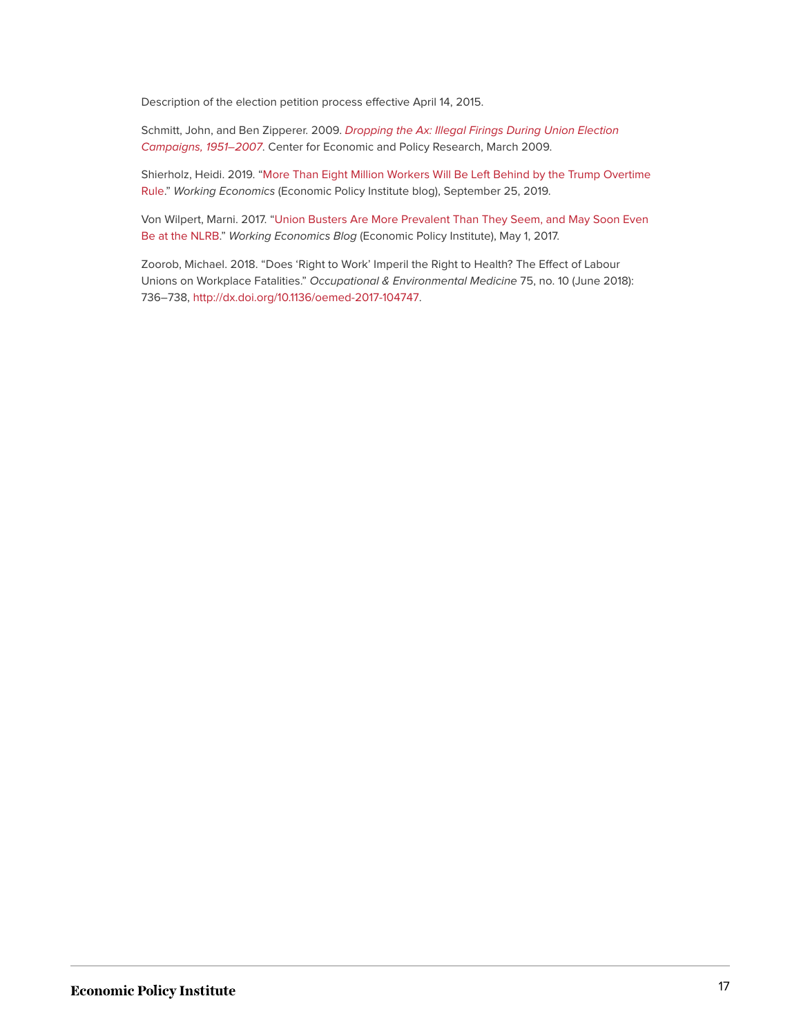Description of the election petition process effective April 14, 2015.

Schmitt, John, and Ben Zipperer. 2009. *Dropping the Ax: Illegal Firings During Union Election Campaigns, 1951–2007*. Center for Economic and Policy Research, March 2009.

Shierholz, Heidi. 2019. "More Than Eight Million Workers Will Be Left Behind by the Trump Overtime Rule." *Working Economics* (Economic Policy Institute blog), September 25, 2019.

Von Wilpert, Marni. 2017. "Union Busters Are More Prevalent Than They Seem, and May Soon Even Be at the NLRB." *Working Economics Blog* (Economic Policy Institute), May 1, 2017.

Zoorob, Michael. 2018. "Does 'Right to Work' Imperil the Right to Health? The Effect of Labour Unions on Workplace Fatalities." *Occupational & Environmental Medicine* 75, no. 10 (June 2018): 736–738, http://dx.doi.org/10.1136/oemed-2017-104747.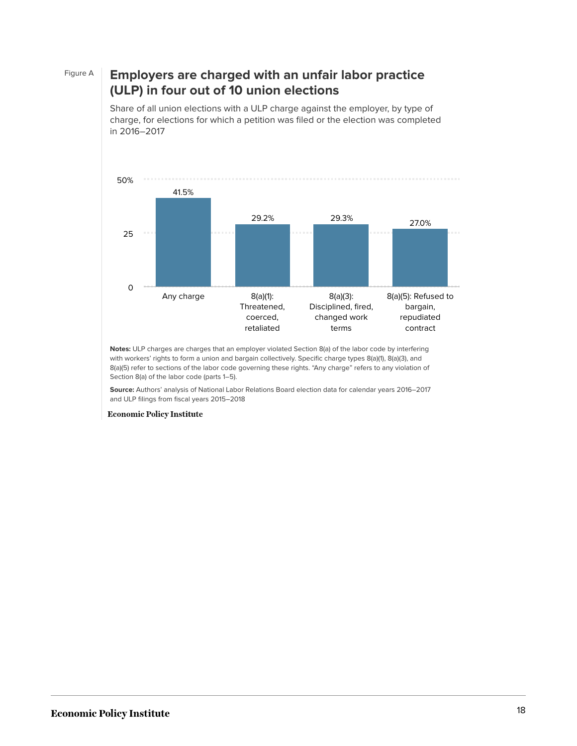Figure A

## Employers are charged with an unfair labor practice (ULP) in four out of 10 union elections

Share of all union elections with a ULP charge against the employer, by type of charge, for elections for which a petition was filed or the election was completed in 2016–2017

| Charge type | Share |
|---|---|
| Any charge | 41.5% |
| 8(a)(1): Threatened, coerced, retaliated | 29.2% |
| 8(a)(3): Disciplined, fired, changed work terms | 29.3% |
| 8(a)(5): Refused to bargain, repudiated contract | 27.0% |

**Notes:** ULP charges are charges that an employer violated Section 8(a) of the labor code by interfering with workers' rights to form a union and bargain collectively. Specific charge types 8(a)(1), 8(a)(3), and 8(a)(5) refer to sections of the labor code governing these rights. "Any charge" refers to any violation of Section 8(a) of the labor code (parts 1–5).

**Source:** Authors' analysis of National Labor Relations Board election data for calendar years 2016–2017 and ULP filings from fiscal years 2015–2018

**Economic Policy Institute**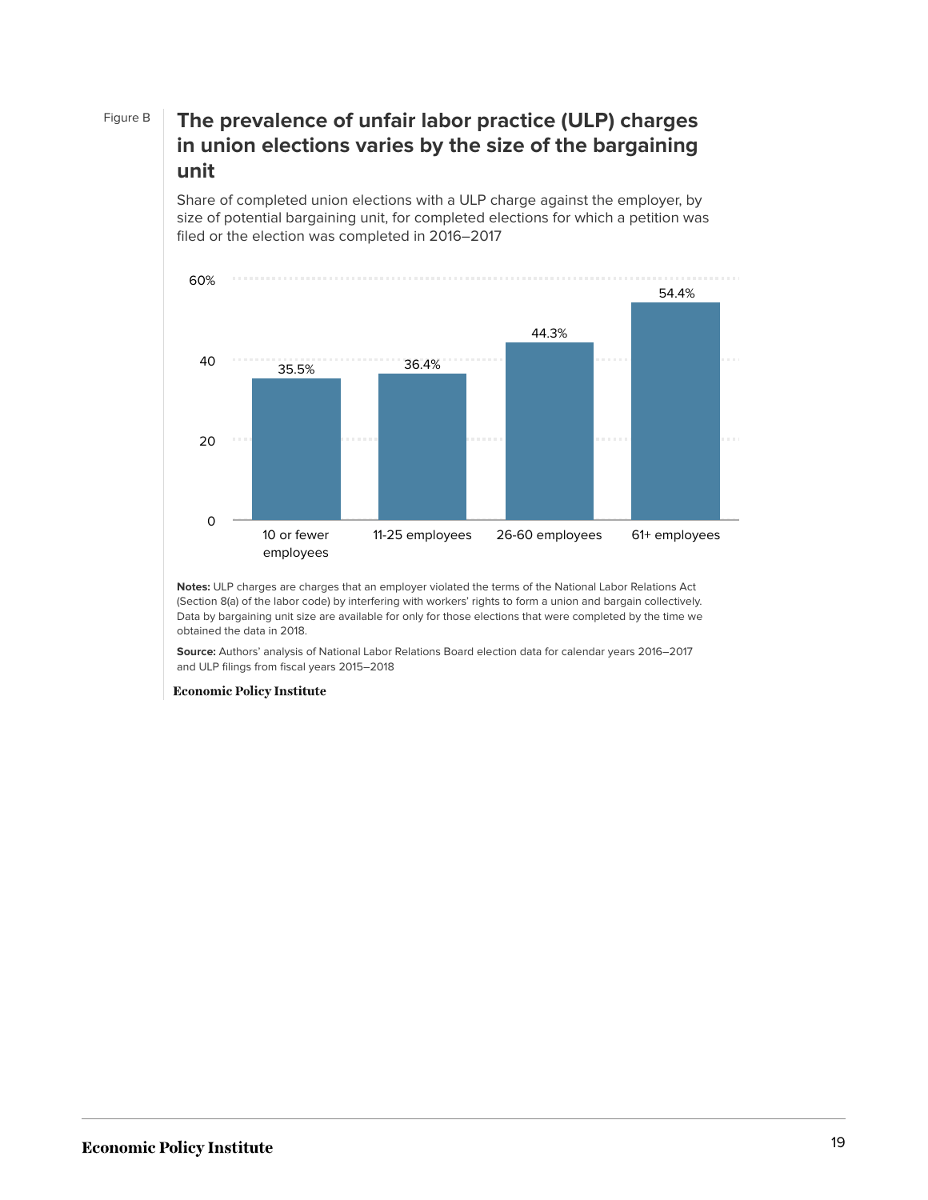Figure B

## The prevalence of unfair labor practice (ULP) charges in union elections varies by the size of the bargaining unit

Share of completed union elections with a ULP charge against the employer, by size of potential bargaining unit, for completed elections for which a petition was filed or the election was completed in 2016–2017

| Size of bargaining unit | Share |
|---|---|
| 10 or fewer employees | 35.5% |
| 11-25 employees | 36.4% |
| 26-60 employees | 44.3% |
| 61+ employees | 54.4% |

**Notes:** ULP charges are charges that an employer violated the terms of the National Labor Relations Act (Section 8(a) of the labor code) by interfering with workers' rights to form a union and bargain collectively. Data by bargaining unit size are available for only for those elections that were completed by the time we obtained the data in 2018.

**Source:** Authors' analysis of National Labor Relations Board election data for calendar years 2016–2017 and ULP filings from fiscal years 2015–2018

**Economic Policy Institute**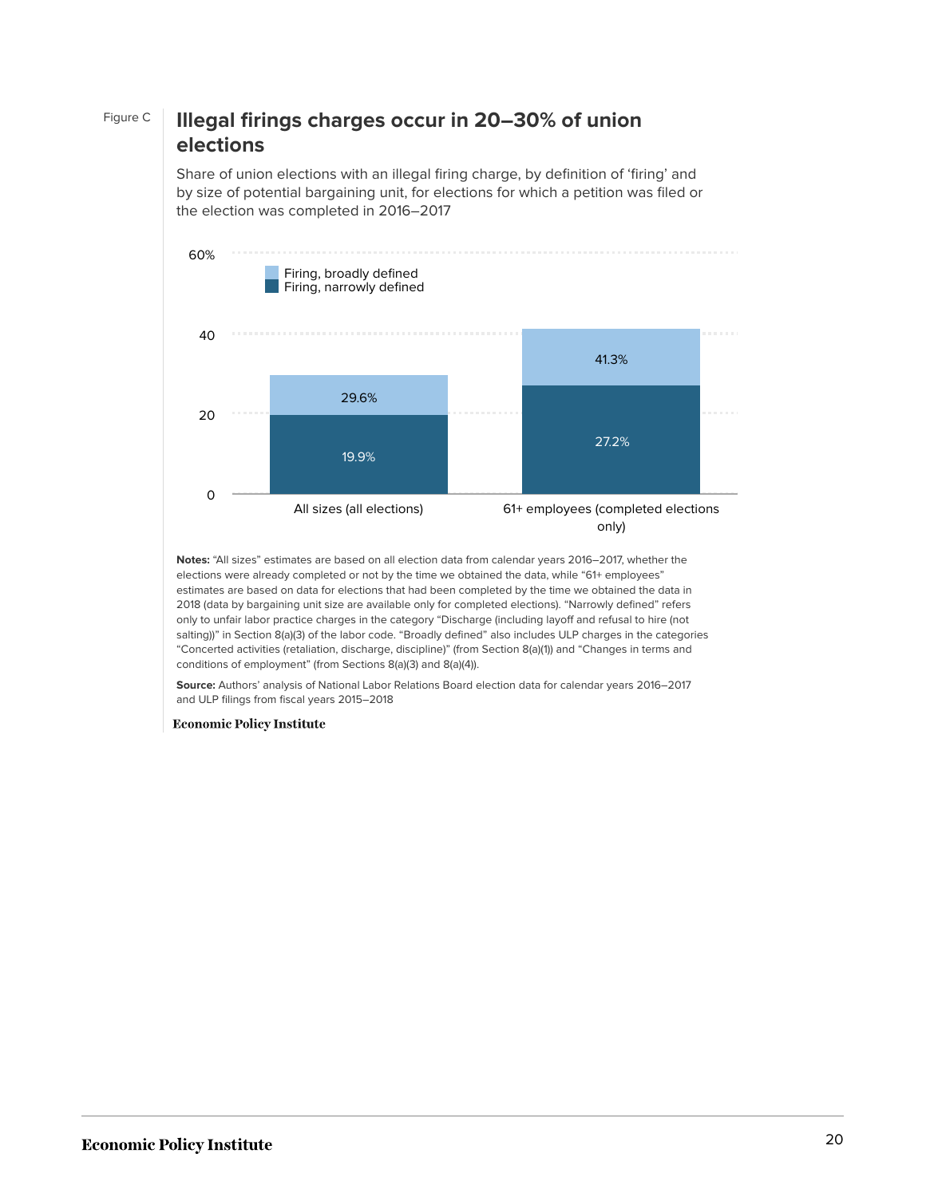Figure C

## Illegal firings charges occur in 20–30% of union elections

Share of union elections with an illegal firing charge, by definition of 'firing' and by size of potential bargaining unit, for elections for which a petition was filed or the election was completed in 2016–2017

| | Firing, narrowly defined | Firing, broadly defined |
|---|---|---|
| All sizes (all elections) | 19.9% | 29.6% |
| 61+ employees (completed elections only) | 27.2% | 41.3% |

**Notes:** "All sizes" estimates are based on all election data from calendar years 2016–2017, whether the elections were already completed or not by the time we obtained the data, while "61+ employees" estimates are based on data for elections that had been completed by the time we obtained the data in 2018 (data by bargaining unit size are available only for completed elections). "Narrowly defined" refers only to unfair labor practice charges in the category "Discharge (including layoff and refusal to hire (not salting))" in Section 8(a)(3) of the labor code. "Broadly defined" also includes ULP charges in the categories "Concerted activities (retaliation, discharge, discipline)" (from Section 8(a)(1)) and "Changes in terms and conditions of employment" (from Sections 8(a)(3) and 8(a)(4)).

**Source:** Authors' analysis of National Labor Relations Board election data for calendar years 2016–2017 and ULP filings from fiscal years 2015–2018

Economic Policy Institute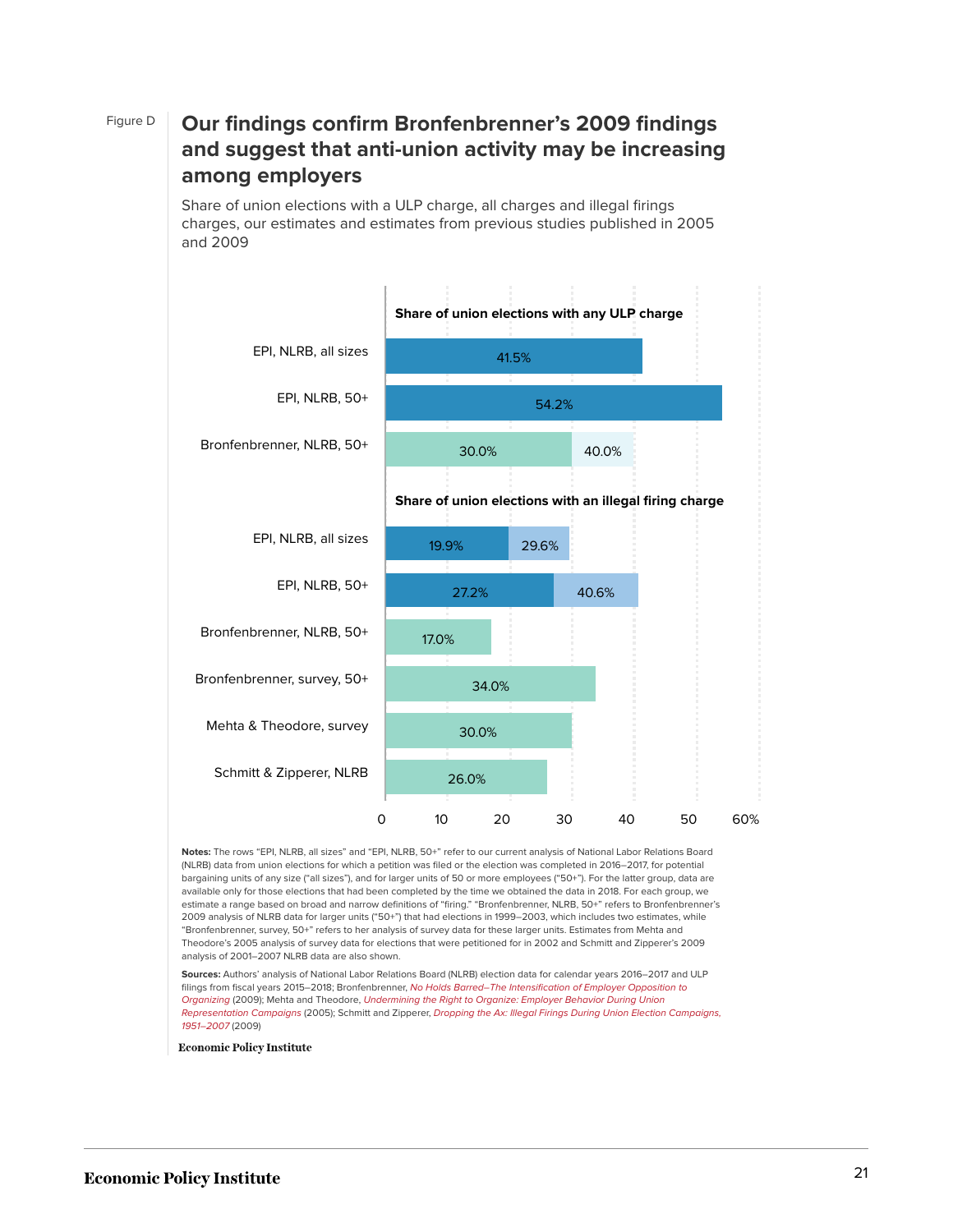Figure D

## Our findings confirm Bronfenbrenner's 2009 findings and suggest that anti-union activity may be increasing among employers

Share of union elections with a ULP charge, all charges and illegal firings charges, our estimates and estimates from previous studies published in 2005 and 2009

**Share of union elections with any ULP charge**

| | Value |
|---|---|
| EPI, NLRB, all sizes | 41.5% |
| EPI, NLRB, 50+ | 54.2% |
| Bronfenbrenner, NLRB, 50+ | 30.0% / 40.0% |

**Share of union elections with an illegal firing charge**

| | Value |
|---|---|
| EPI, NLRB, all sizes | 19.9% / 29.6% |
| EPI, NLRB, 50+ | 27.2% / 40.6% |
| Bronfenbrenner, NLRB, 50+ | 17.0% |
| Bronfenbrenner, survey, 50+ | 34.0% |
| Mehta & Theodore, survey | 30.0% |
| Schmitt & Zipperer, NLRB | 26.0% |

**Notes:** The rows "EPI, NLRB, all sizes" and "EPI, NLRB, 50+" refer to our current analysis of National Labor Relations Board (NLRB) data from union elections for which a petition was filed or the election was completed in 2016–2017, for potential bargaining units of any size ("all sizes"), and for larger units of 50 or more employees ("50+"). For the latter group, data are available only for those elections that had been completed by the time we obtained the data in 2018. For each group, we estimate a range based on broad and narrow definitions of "firing." "Bronfenbrenner, NLRB, 50+" refers to Bronfenbrenner's 2009 analysis of NLRB data for larger units ("50+") that had elections in 1999–2003, which includes two estimates, while "Bronfenbrenner, survey, 50+" refers to her analysis of survey data for these larger units. Estimates from Mehta and Theodore's 2005 analysis of survey data for elections that were petitioned for in 2002 and Schmitt and Zipperer's 2009 analysis of 2001–2007 NLRB data are also shown.

**Sources:** Authors' analysis of National Labor Relations Board (NLRB) election data for calendar years 2016–2017 and ULP filings from fiscal years 2015–2018; Bronfenbrenner, *No Holds Barred–The Intensification of Employer Opposition to Organizing* (2009); Mehta and Theodore, *Undermining the Right to Organize: Employer Behavior During Union Representation Campaigns* (2005); Schmitt and Zipperer, *Dropping the Ax: Illegal Firings During Union Election Campaigns, 1951–2007* (2009)

Economic Policy Institute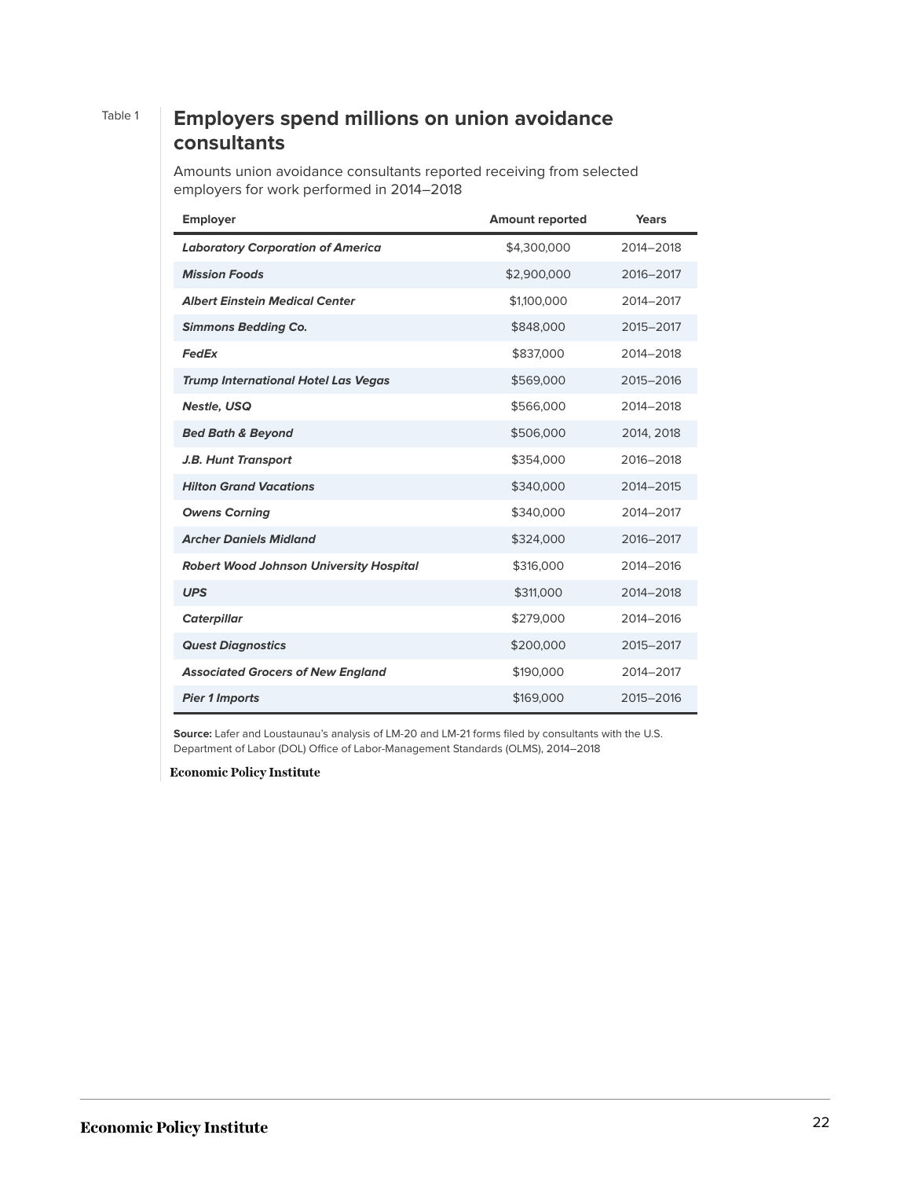Table 1

## Employers spend millions on union avoidance consultants

Amounts union avoidance consultants reported receiving from selected employers for work performed in 2014–2018

| Employer | Amount reported | Years |
|---|---|---|
| ***Laboratory Corporation of America*** | $4,300,000 | 2014–2018 |
| ***Mission Foods*** | $2,900,000 | 2016–2017 |
| ***Albert Einstein Medical Center*** | $1,100,000 | 2014–2017 |
| ***Simmons Bedding Co.*** | $848,000 | 2015–2017 |
| ***FedEx*** | $837,000 | 2014–2018 |
| ***Trump International Hotel Las Vegas*** | $569,000 | 2015–2016 |
| ***Nestle, USQ*** | $566,000 | 2014–2018 |
| ***Bed Bath & Beyond*** | $506,000 | 2014, 2018 |
| ***J.B. Hunt Transport*** | $354,000 | 2016–2018 |
| ***Hilton Grand Vacations*** | $340,000 | 2014–2015 |
| ***Owens Corning*** | $340,000 | 2014–2017 |
| ***Archer Daniels Midland*** | $324,000 | 2016–2017 |
| ***Robert Wood Johnson University Hospital*** | $316,000 | 2014–2016 |
| ***UPS*** | $311,000 | 2014–2018 |
| ***Caterpillar*** | $279,000 | 2014–2016 |
| ***Quest Diagnostics*** | $200,000 | 2015–2017 |
| ***Associated Grocers of New England*** | $190,000 | 2014–2017 |
| ***Pier 1 Imports*** | $169,000 | 2015–2016 |

**Source:** Lafer and Loustaunau's analysis of LM-20 and LM-21 forms filed by consultants with the U.S. Department of Labor (DOL) Office of Labor-Management Standards (OLMS), 2014–2018

**Economic Policy Institute**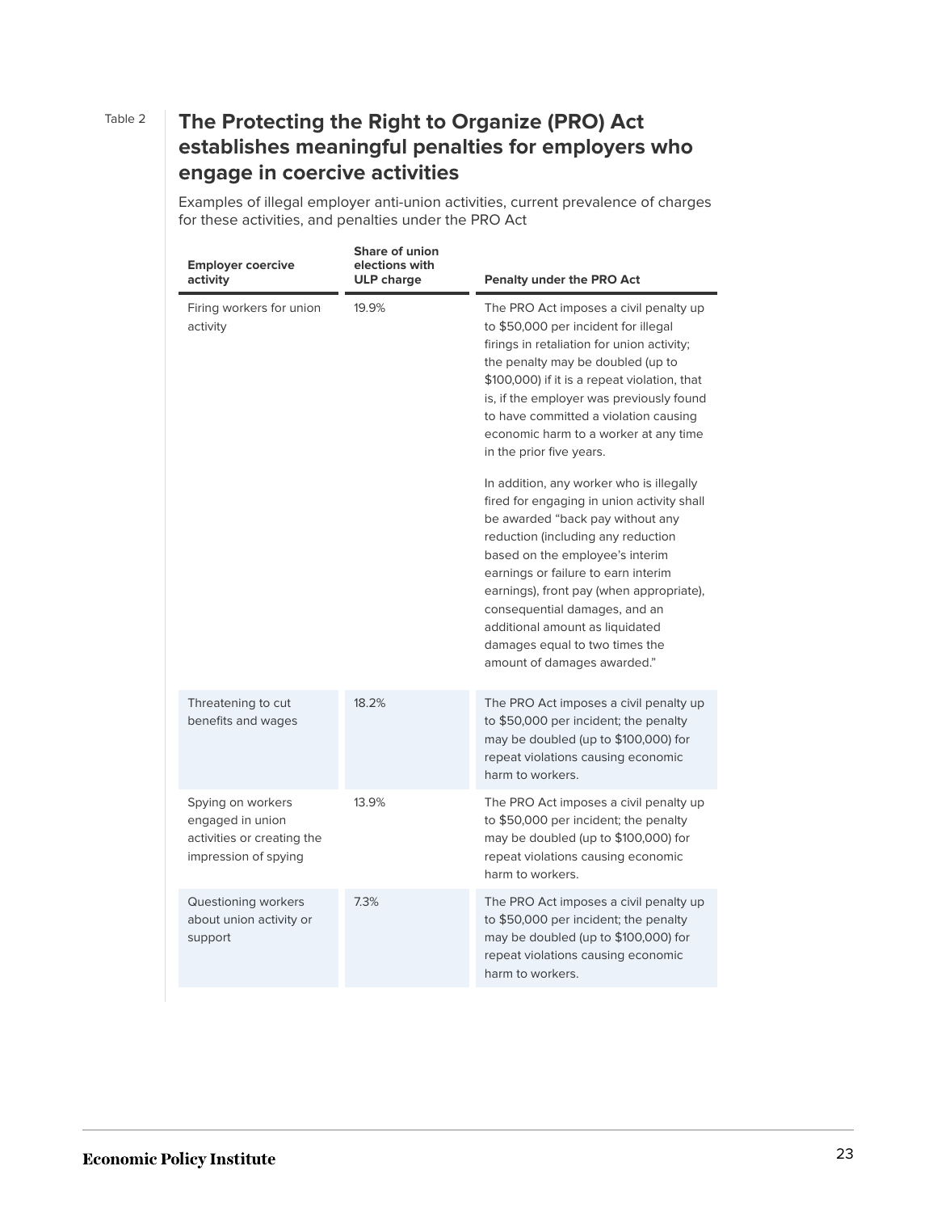Table 2

## The Protecting the Right to Organize (PRO) Act establishes meaningful penalties for employers who engage in coercive activities

Examples of illegal employer anti-union activities, current prevalence of charges for these activities, and penalties under the PRO Act

| Employer coercive activity | Share of union elections with ULP charge | Penalty under the PRO Act |
|---|---|---|
| Firing workers for union activity | 19.9% | The PRO Act imposes a civil penalty up to $50,000 per incident for illegal firings in retaliation for union activity; the penalty may be doubled (up to $100,000) if it is a repeat violation, that is, if the employer was previously found to have committed a violation causing economic harm to a worker at any time in the prior five years.<br><br>In addition, any worker who is illegally fired for engaging in union activity shall be awarded "back pay without any reduction (including any reduction based on the employee's interim earnings or failure to earn interim earnings), front pay (when appropriate), consequential damages, and an additional amount as liquidated damages equal to two times the amount of damages awarded." |
| Threatening to cut benefits and wages | 18.2% | The PRO Act imposes a civil penalty up to $50,000 per incident; the penalty may be doubled (up to $100,000) for repeat violations causing economic harm to workers. |
| Spying on workers engaged in union activities or creating the impression of spying | 13.9% | The PRO Act imposes a civil penalty up to $50,000 per incident; the penalty may be doubled (up to $100,000) for repeat violations causing economic harm to workers. |
| Questioning workers about union activity or support | 7.3% | The PRO Act imposes a civil penalty up to $50,000 per incident; the penalty may be doubled (up to $100,000) for repeat violations causing economic harm to workers. |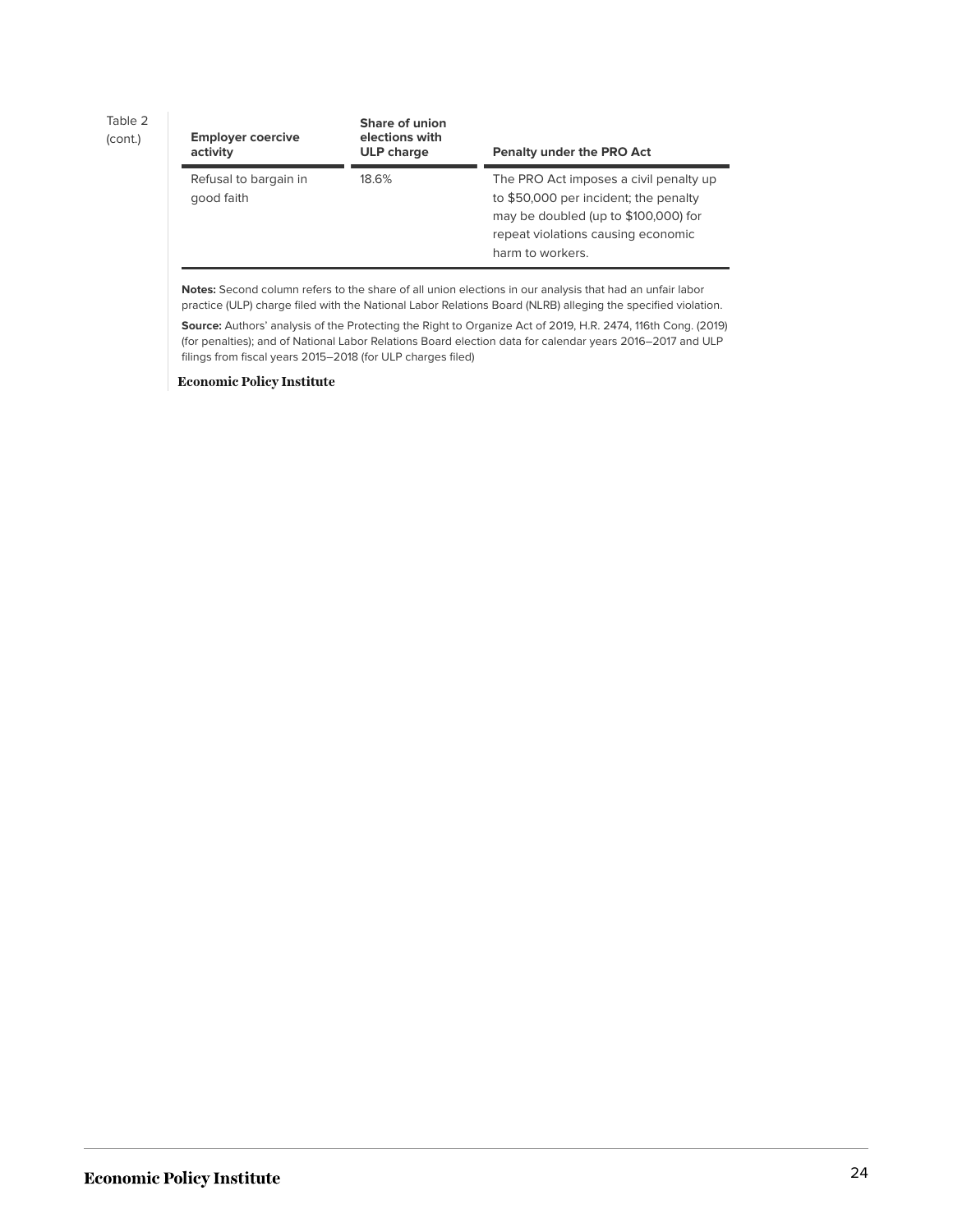Table 2 (cont.)

| Employer coercive activity | Share of union elections with ULP charge | Penalty under the PRO Act |
|---|---|---|
| Refusal to bargain in good faith | 18.6% | The PRO Act imposes a civil penalty up to $50,000 per incident; the penalty may be doubled (up to $100,000) for repeat violations causing economic harm to workers. |

**Notes:** Second column refers to the share of all union elections in our analysis that had an unfair labor practice (ULP) charge filed with the National Labor Relations Board (NLRB) alleging the specified violation.

**Source:** Authors' analysis of the Protecting the Right to Organize Act of 2019, H.R. 2474, 116th Cong. (2019) (for penalties); and of National Labor Relations Board election data for calendar years 2016–2017 and ULP filings from fiscal years 2015–2018 (for ULP charges filed)

**Economic Policy Institute**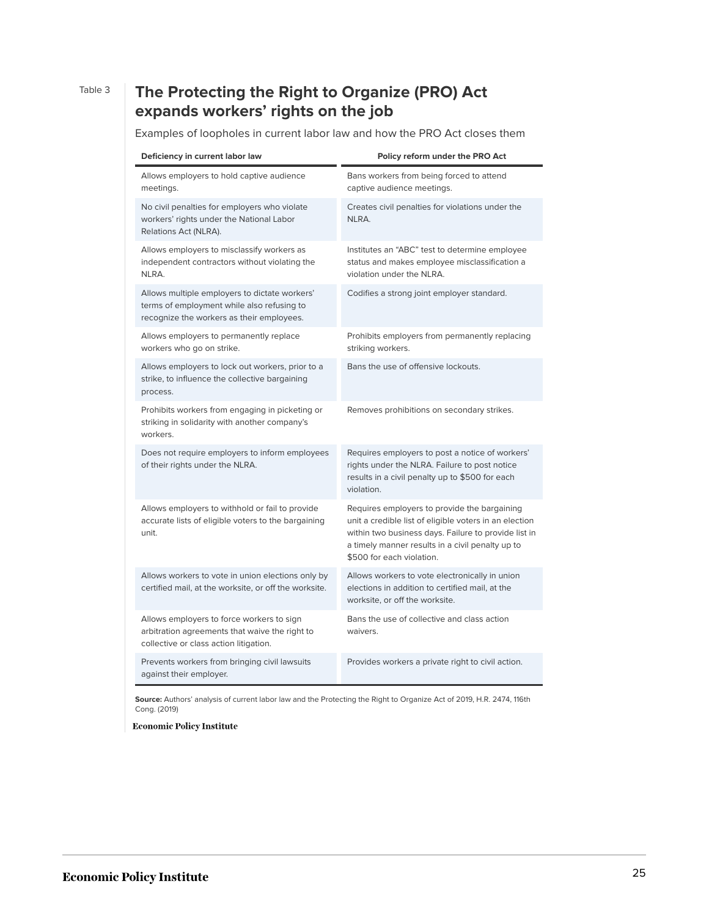Table 3

## The Protecting the Right to Organize (PRO) Act expands workers' rights on the job

Examples of loopholes in current labor law and how the PRO Act closes them

| Deficiency in current labor law | Policy reform under the PRO Act |
|---|---|
| Allows employers to hold captive audience meetings. | Bans workers from being forced to attend captive audience meetings. |
| No civil penalties for employers who violate workers' rights under the National Labor Relations Act (NLRA). | Creates civil penalties for violations under the NLRA. |
| Allows employers to misclassify workers as independent contractors without violating the NLRA. | Institutes an "ABC" test to determine employee status and makes employee misclassification a violation under the NLRA. |
| Allows multiple employers to dictate workers' terms of employment while also refusing to recognize the workers as their employees. | Codifies a strong joint employer standard. |
| Allows employers to permanently replace workers who go on strike. | Prohibits employers from permanently replacing striking workers. |
| Allows employers to lock out workers, prior to a strike, to influence the collective bargaining process. | Bans the use of offensive lockouts. |
| Prohibits workers from engaging in picketing or striking in solidarity with another company's workers. | Removes prohibitions on secondary strikes. |
| Does not require employers to inform employees of their rights under the NLRA. | Requires employers to post a notice of workers' rights under the NLRA. Failure to post notice results in a civil penalty up to $500 for each violation. |
| Allows employers to withhold or fail to provide accurate lists of eligible voters to the bargaining unit. | Requires employers to provide the bargaining unit a credible list of eligible voters in an election within two business days. Failure to provide list in a timely manner results in a civil penalty up to $500 for each violation. |
| Allows workers to vote in union elections only by certified mail, at the worksite, or off the worksite. | Allows workers to vote electronically in union elections in addition to certified mail, at the worksite, or off the worksite. |
| Allows employers to force workers to sign arbitration agreements that waive the right to collective or class action litigation. | Bans the use of collective and class action waivers. |
| Prevents workers from bringing civil lawsuits against their employer. | Provides workers a private right to civil action. |

**Source:** Authors' analysis of current labor law and the Protecting the Right to Organize Act of 2019, H.R. 2474, 116th Cong. (2019)

Economic Policy Institute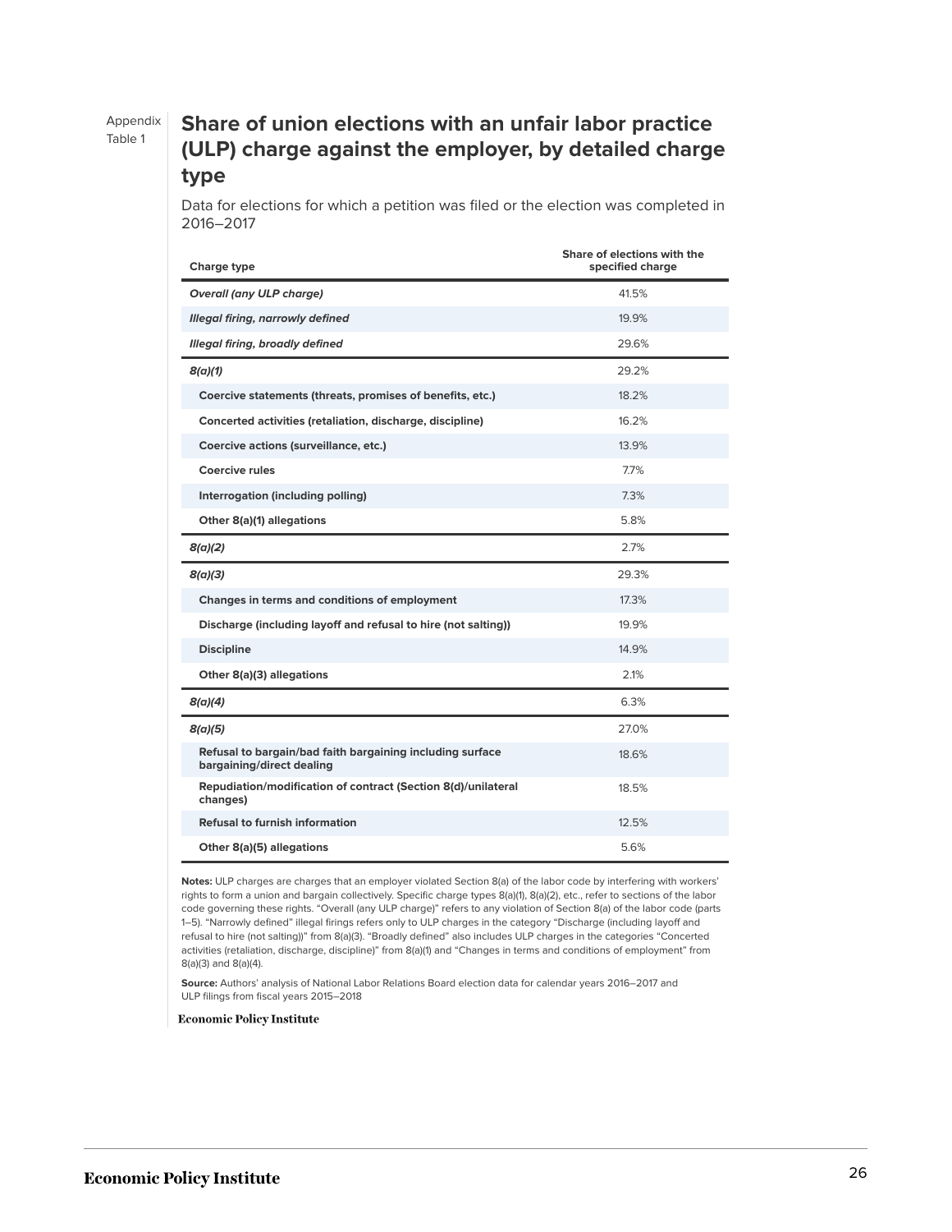Appendix Table 1

## Share of union elections with an unfair labor practice (ULP) charge against the employer, by detailed charge type

Data for elections for which a petition was filed or the election was completed in 2016–2017

| Charge type | Share of elections with the specified charge |
|---|---|
| ***Overall (any ULP charge)*** | 41.5% |
| ***Illegal firing, narrowly defined*** | 19.9% |
| ***Illegal firing, broadly defined*** | 29.6% |
| ***8(a)(1)*** | 29.2% |
| **Coercive statements (threats, promises of benefits, etc.)** | 18.2% |
| **Concerted activities (retaliation, discharge, discipline)** | 16.2% |
| **Coercive actions (surveillance, etc.)** | 13.9% |
| **Coercive rules** | 7.7% |
| **Interrogation (including polling)** | 7.3% |
| **Other 8(a)(1) allegations** | 5.8% |
| ***8(a)(2)*** | 2.7% |
| ***8(a)(3)*** | 29.3% |
| **Changes in terms and conditions of employment** | 17.3% |
| **Discharge (including layoff and refusal to hire (not salting))** | 19.9% |
| **Discipline** | 14.9% |
| **Other 8(a)(3) allegations** | 2.1% |
| ***8(a)(4)*** | 6.3% |
| ***8(a)(5)*** | 27.0% |
| **Refusal to bargain/bad faith bargaining including surface bargaining/direct dealing** | 18.6% |
| **Repudiation/modification of contract (Section 8(d)/unilateral changes)** | 18.5% |
| **Refusal to furnish information** | 12.5% |
| **Other 8(a)(5) allegations** | 5.6% |

**Notes:** ULP charges are charges that an employer violated Section 8(a) of the labor code by interfering with workers' rights to form a union and bargain collectively. Specific charge types 8(a)(1), 8(a)(2), etc., refer to sections of the labor code governing these rights. "Overall (any ULP charge)" refers to any violation of Section 8(a) of the labor code (parts 1–5). "Narrowly defined" illegal firings refers only to ULP charges in the category "Discharge (including layoff and refusal to hire (not salting))" from 8(a)(3). "Broadly defined" also includes ULP charges in the categories "Concerted activities (retaliation, discharge, discipline)" from 8(a)(1) and "Changes in terms and conditions of employment" from 8(a)(3) and 8(a)(4).

**Source:** Authors' analysis of National Labor Relations Board election data for calendar years 2016–2017 and ULP filings from fiscal years 2015–2018

Economic Policy Institute